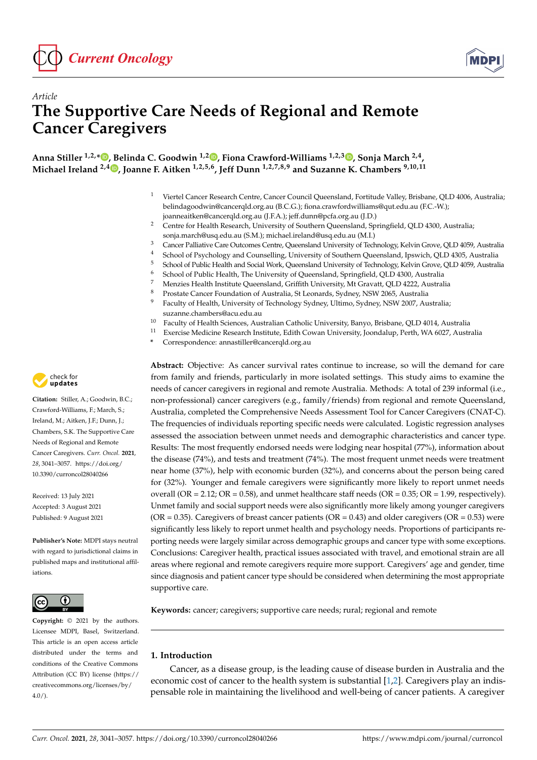*Article*

# The Supportive Care Needs of Regional and Remote Cancer Caregivers

**Anna Stiller [1,2,*], Belinda C. Goodwin [1,2], Fiona Crawford-Williams [1,2,3], Sonja March [2,4], Michael Ireland [2,4], Joanne F. Aitken [1,2,5,6], Jeff Dunn [1,2,7,8,9] and Suzanne K. Chambers [9,10,11]**

1 Viertel Cancer Research Centre, Cancer Council Queensland, Fortitude Valley, Brisbane, QLD 4006, Australia; belindagoodwin@cancerqld.org.au (B.C.G.); fiona.crawfordwilliams@qut.edu.au (F.C.-W.); joanneaitken@cancerqld.org.au (J.F.A.); jeff.dunn@pcfa.org.au (J.D.)
2 Centre for Health Research, University of Southern Queensland, Springfield, QLD 4300, Australia; sonja.march@usq.edu.au (S.M.); michael.ireland@usq.edu.au (M.I.)
3 Cancer Palliative Care Outcomes Centre, Queensland University of Technology, Kelvin Grove, QLD 4059, Australia
4 School of Psychology and Counselling, University of Southern Queensland, Ipswich, QLD 4305, Australia
5 School of Public Health and Social Work, Queensland University of Technology, Kelvin Grove, QLD 4059, Australia
6 School of Public Health, The University of Queensland, Springfield, QLD 4300, Australia
7 Menzies Health Institute Queensland, Griffith University, Mt Gravatt, QLD 4222, Australia
8 Prostate Cancer Foundation of Australia, St Leonards, Sydney, NSW 2065, Australia
9 Faculty of Health, University of Technology Sydney, Ultimo, Sydney, NSW 2007, Australia; suzanne.chambers@acu.edu.au
10 Faculty of Health Sciences, Australian Catholic University, Banyo, Brisbane, QLD 4014, Australia
11 Exercise Medicine Research Institute, Edith Cowan University, Joondalup, Perth, WA 6027, Australia
* Correspondence: annastiller@cancerqld.org.au

**Citation:** Stiller, A.; Goodwin, B.C.; Crawford-Williams, F.; March, S.; Ireland, M.; Aitken, J.F.; Dunn, J.; Chambers, S.K. The Supportive Care Needs of Regional and Remote Cancer Caregivers. *Curr. Oncol.* **2021**, *28*, 3041–3057. https://doi.org/10.3390/curroncol28040266

Received: 13 July 2021
Accepted: 3 August 2021
Published: 9 August 2021

**Publisher's Note:** MDPI stays neutral with regard to jurisdictional claims in published maps and institutional affiliations.

**Copyright:** © 2021 by the authors. Licensee MDPI, Basel, Switzerland. This article is an open access article distributed under the terms and conditions of the Creative Commons Attribution (CC BY) license (https://creativecommons.org/licenses/by/4.0/).

**Abstract:** Objective: As cancer survival rates continue to increase, so will the demand for care from family and friends, particularly in more isolated settings. This study aims to examine the needs of cancer caregivers in regional and remote Australia. Methods: A total of 239 informal (i.e., non-professional) cancer caregivers (e.g., family/friends) from regional and remote Queensland, Australia, completed the Comprehensive Needs Assessment Tool for Cancer Caregivers (CNAT-C). The frequencies of individuals reporting specific needs were calculated. Logistic regression analyses assessed the association between unmet needs and demographic characteristics and cancer type. Results: The most frequently endorsed needs were lodging near hospital (77%), information about the disease (74%), and tests and treatment (74%). The most frequent unmet needs were treatment near home (37%), help with economic burden (32%), and concerns about the person being cared for (32%). Younger and female caregivers were significantly more likely to report unmet needs overall (OR = 2.12; OR = 0.58), and unmet healthcare staff needs (OR = 0.35; OR = 1.99, respectively). Unmet family and social support needs were also significantly more likely among younger caregivers (OR = 0.35). Caregivers of breast cancer patients (OR = 0.43) and older caregivers (OR = 0.53) were significantly less likely to report unmet health and psychology needs. Proportions of participants reporting needs were largely similar across demographic groups and cancer type with some exceptions. Conclusions: Caregiver health, practical issues associated with travel, and emotional strain are all areas where regional and remote caregivers require more support. Caregivers' age and gender, time since diagnosis and patient cancer type should be considered when determining the most appropriate supportive care.

**Keywords:** cancer; caregivers; supportive care needs; rural; regional and remote

## 1. Introduction

Cancer, as a disease group, is the leading cause of disease burden in Australia and the economic cost of cancer to the health system is substantial [1,2]. Caregivers play an indispensable role in maintaining the livelihood and well-being of cancer patients. A caregiver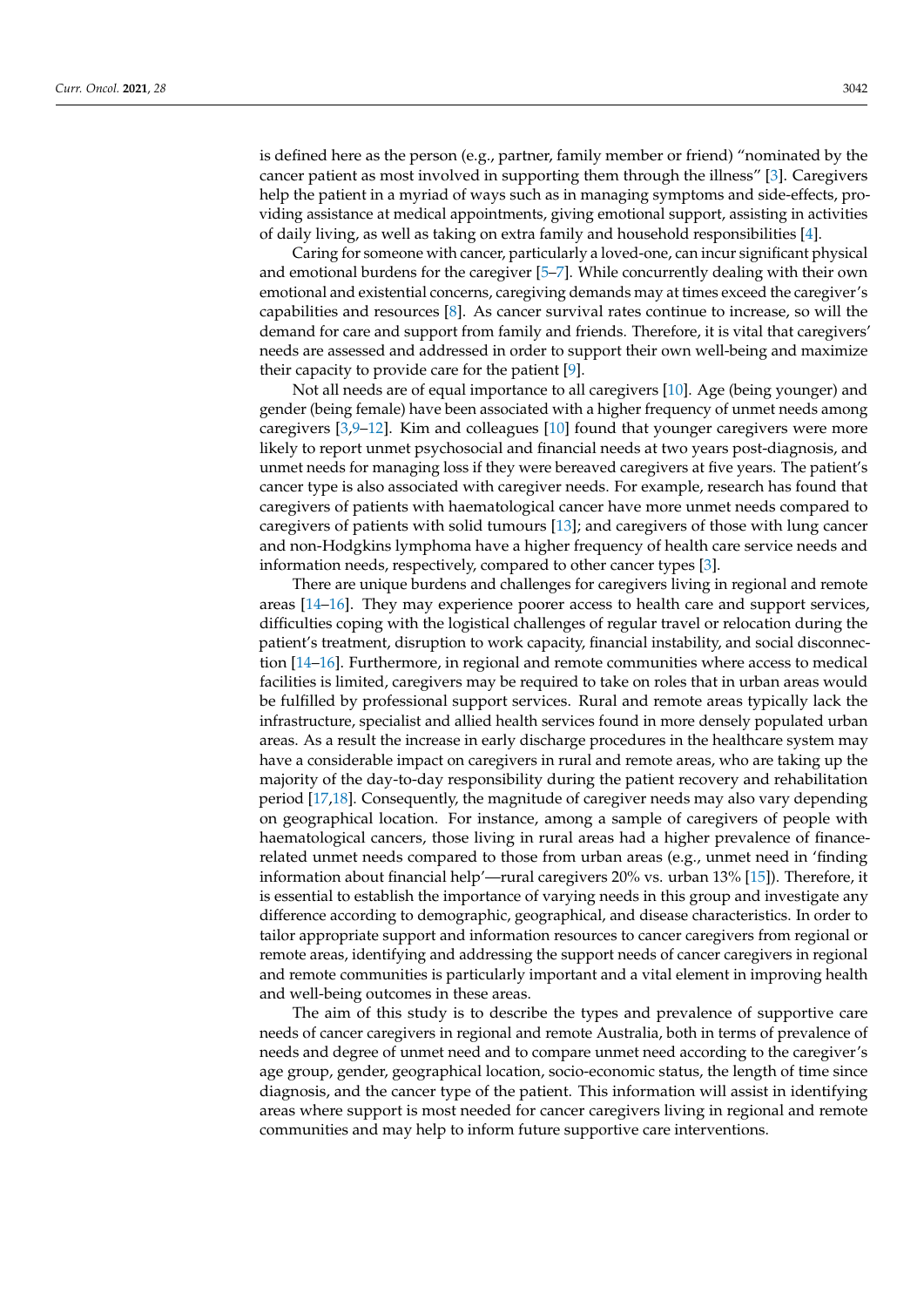is defined here as the person (e.g., partner, family member or friend) "nominated by the cancer patient as most involved in supporting them through the illness" [3]. Caregivers help the patient in a myriad of ways such as in managing symptoms and side-effects, providing assistance at medical appointments, giving emotional support, assisting in activities of daily living, as well as taking on extra family and household responsibilities [4].

Caring for someone with cancer, particularly a loved-one, can incur significant physical and emotional burdens for the caregiver [5–7]. While concurrently dealing with their own emotional and existential concerns, caregiving demands may at times exceed the caregiver's capabilities and resources [8]. As cancer survival rates continue to increase, so will the demand for care and support from family and friends. Therefore, it is vital that caregivers' needs are assessed and addressed in order to support their own well-being and maximize their capacity to provide care for the patient [9].

Not all needs are of equal importance to all caregivers [10]. Age (being younger) and gender (being female) have been associated with a higher frequency of unmet needs among caregivers [3,9–12]. Kim and colleagues [10] found that younger caregivers were more likely to report unmet psychosocial and financial needs at two years post-diagnosis, and unmet needs for managing loss if they were bereaved caregivers at five years. The patient's cancer type is also associated with caregiver needs. For example, research has found that caregivers of patients with haematological cancer have more unmet needs compared to caregivers of patients with solid tumours [13]; and caregivers of those with lung cancer and non-Hodgkins lymphoma have a higher frequency of health care service needs and information needs, respectively, compared to other cancer types [3].

There are unique burdens and challenges for caregivers living in regional and remote areas [14–16]. They may experience poorer access to health care and support services, difficulties coping with the logistical challenges of regular travel or relocation during the patient's treatment, disruption to work capacity, financial instability, and social disconnection [14–16]. Furthermore, in regional and remote communities where access to medical facilities is limited, caregivers may be required to take on roles that in urban areas would be fulfilled by professional support services. Rural and remote areas typically lack the infrastructure, specialist and allied health services found in more densely populated urban areas. As a result the increase in early discharge procedures in the healthcare system may have a considerable impact on caregivers in rural and remote areas, who are taking up the majority of the day-to-day responsibility during the patient recovery and rehabilitation period [17,18]. Consequently, the magnitude of caregiver needs may also vary depending on geographical location. For instance, among a sample of caregivers of people with haematological cancers, those living in rural areas had a higher prevalence of finance-related unmet needs compared to those from urban areas (e.g., unmet need in 'finding information about financial help'—rural caregivers 20% vs. urban 13% [15]). Therefore, it is essential to establish the importance of varying needs in this group and investigate any difference according to demographic, geographical, and disease characteristics. In order to tailor appropriate support and information resources to cancer caregivers from regional or remote areas, identifying and addressing the support needs of cancer caregivers in regional and remote communities is particularly important and a vital element in improving health and well-being outcomes in these areas.

The aim of this study is to describe the types and prevalence of supportive care needs of cancer caregivers in regional and remote Australia, both in terms of prevalence of needs and degree of unmet need and to compare unmet need according to the caregiver's age group, gender, geographical location, socio-economic status, the length of time since diagnosis, and the cancer type of the patient. This information will assist in identifying areas where support is most needed for cancer caregivers living in regional and remote communities and may help to inform future supportive care interventions.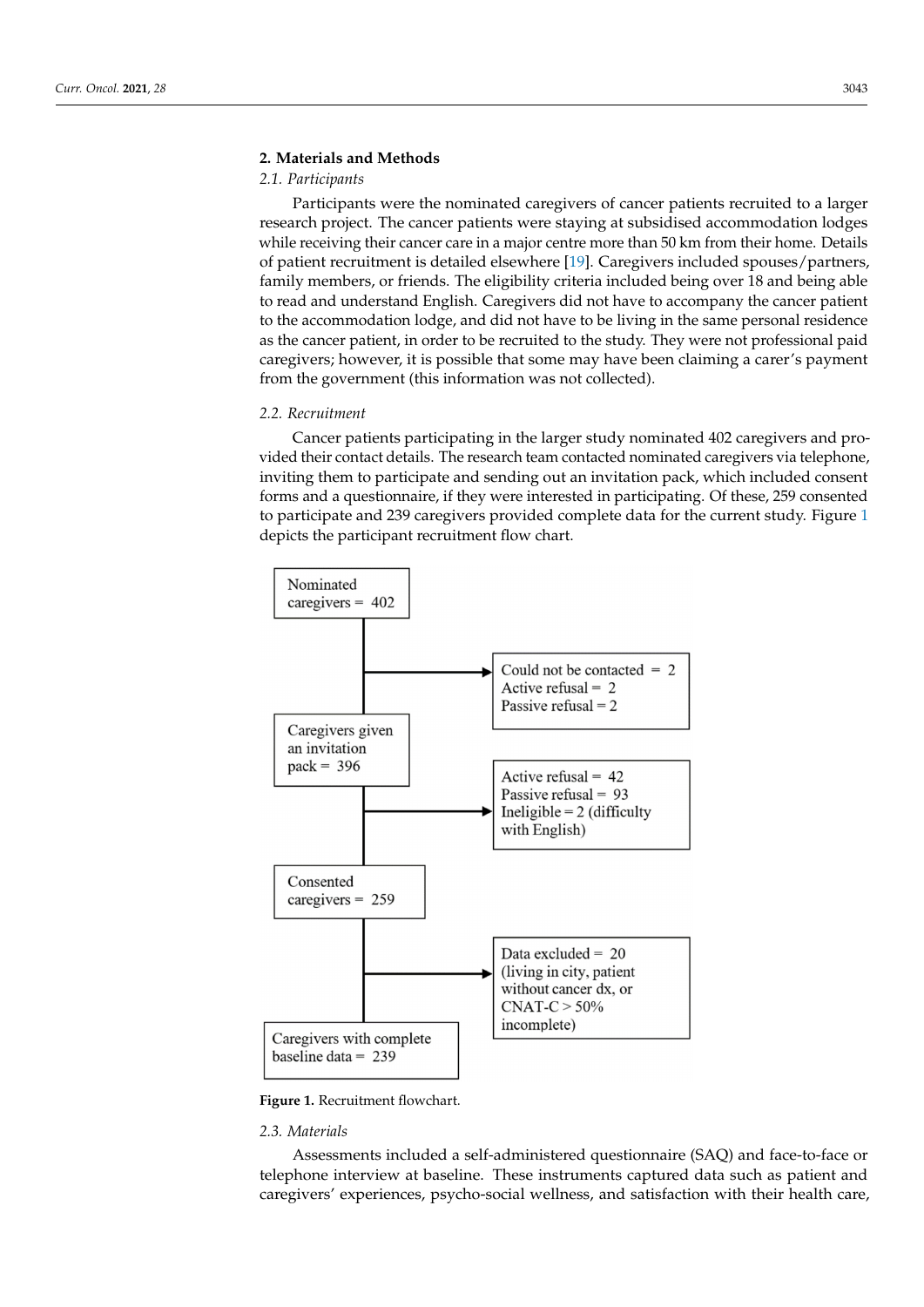## 2. Materials and Methods

### 2.1. Participants

Participants were the nominated caregivers of cancer patients recruited to a larger research project. The cancer patients were staying at subsidised accommodation lodges while receiving their cancer care in a major centre more than 50 km from their home. Details of patient recruitment is detailed elsewhere [19]. Caregivers included spouses/partners, family members, or friends. The eligibility criteria included being over 18 and being able to read and understand English. Caregivers did not have to accompany the cancer patient to the accommodation lodge, and did not have to be living in the same personal residence as the cancer patient, in order to be recruited to the study. They were not professional paid caregivers; however, it is possible that some may have been claiming a carer's payment from the government (this information was not collected).

### 2.2. Recruitment

Cancer patients participating in the larger study nominated 402 caregivers and provided their contact details. The research team contacted nominated caregivers via telephone, inviting them to participate and sending out an invitation pack, which included consent forms and a questionnaire, if they were interested in participating. Of these, 259 consented to participate and 239 caregivers provided complete data for the current study. Figure 1 depicts the participant recruitment flow chart.

Nominated caregivers = 402

Could not be contacted = 2
Active refusal = 2
Passive refusal = 2

Caregivers given an invitation pack = 396

Active refusal = 42
Passive refusal = 93
Ineligible = 2 (difficulty with English)

Consented caregivers = 259

Data excluded = 20 (living in city, patient without cancer dx, or CNAT-C > 50% incomplete)

Caregivers with complete baseline data = 239

**Figure 1.** Recruitment flowchart.

### 2.3. Materials

Assessments included a self-administered questionnaire (SAQ) and face-to-face or telephone interview at baseline. These instruments captured data such as patient and caregivers' experiences, psycho-social wellness, and satisfaction with their health care,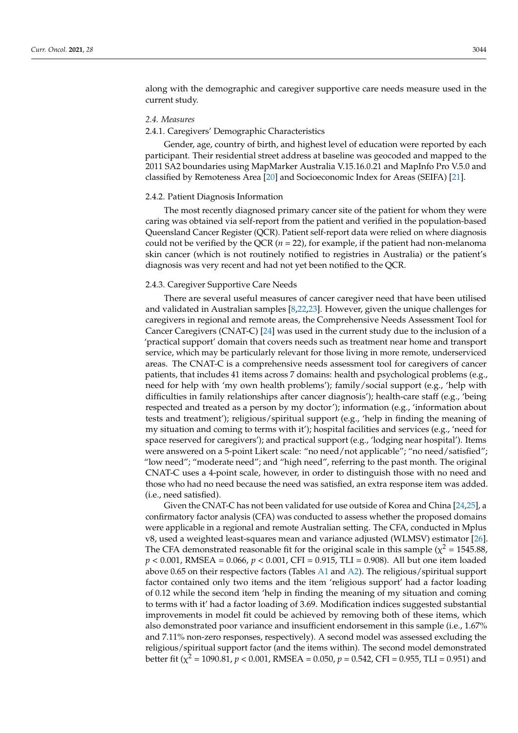along with the demographic and caregiver supportive care needs measure used in the current study.

### 2.4. Measures

#### 2.4.1. Caregivers' Demographic Characteristics

Gender, age, country of birth, and highest level of education were reported by each participant. Their residential street address at baseline was geocoded and mapped to the 2011 SA2 boundaries using MapMarker Australia V.15.16.0.21 and MapInfo Pro V.5.0 and classified by Remoteness Area [20] and Socioeconomic Index for Areas (SEIFA) [21].

#### 2.4.2. Patient Diagnosis Information

The most recently diagnosed primary cancer site of the patient for whom they were caring was obtained via self-report from the patient and verified in the population-based Queensland Cancer Register (QCR). Patient self-report data were relied on where diagnosis could not be verified by the QCR ($n = 22$), for example, if the patient had non-melanoma skin cancer (which is not routinely notified to registries in Australia) or the patient's diagnosis was very recent and had not yet been notified to the QCR.

#### 2.4.3. Caregiver Supportive Care Needs

There are several useful measures of cancer caregiver need that have been utilised and validated in Australian samples [8,22,23]. However, given the unique challenges for caregivers in regional and remote areas, the Comprehensive Needs Assessment Tool for Cancer Caregivers (CNAT-C) [24] was used in the current study due to the inclusion of a 'practical support' domain that covers needs such as treatment near home and transport service, which may be particularly relevant for those living in more remote, underserviced areas. The CNAT-C is a comprehensive needs assessment tool for caregivers of cancer patients, that includes 41 items across 7 domains: health and psychological problems (e.g., need for help with 'my own health problems'); family/social support (e.g., 'help with difficulties in family relationships after cancer diagnosis'); health-care staff (e.g., 'being respected and treated as a person by my doctor'); information (e.g., 'information about tests and treatment'); religious/spiritual support (e.g., 'help in finding the meaning of my situation and coming to terms with it'); hospital facilities and services (e.g., 'need for space reserved for caregivers'); and practical support (e.g., 'lodging near hospital'). Items were answered on a 5-point Likert scale: "no need/not applicable"; "no need/satisfied"; "low need"; "moderate need"; and "high need", referring to the past month. The original CNAT-C uses a 4-point scale, however, in order to distinguish those with no need and those who had no need because the need was satisfied, an extra response item was added. (i.e., need satisfied).

Given the CNAT-C has not been validated for use outside of Korea and China [24,25], a confirmatory factor analysis (CFA) was conducted to assess whether the proposed domains were applicable in a regional and remote Australian setting. The CFA, conducted in Mplus v8, used a weighted least-squares mean and variance adjusted (WLMSV) estimator [26]. The CFA demonstrated reasonable fit for the original scale in this sample ($\chi^2 = 1545.88$, $p < 0.001$, RMSEA = 0.066, $p < 0.001$, CFI = 0.915, TLI = 0.908). All but one item loaded above 0.65 on their respective factors (Tables A1 and A2). The religious/spiritual support factor contained only two items and the item 'religious support' had a factor loading of 0.12 while the second item 'help in finding the meaning of my situation and coming to terms with it' had a factor loading of 3.69. Modification indices suggested substantial improvements in model fit could be achieved by removing both of these items, which also demonstrated poor variance and insufficient endorsement in this sample (i.e., 1.67% and 7.11% non-zero responses, respectively). A second model was assessed excluding the religious/spiritual support factor (and the items within). The second model demonstrated better fit ($\chi^2 = 1090.81$, $p < 0.001$, RMSEA = 0.050, $p = 0.542$, CFI = 0.955, TLI = 0.951) and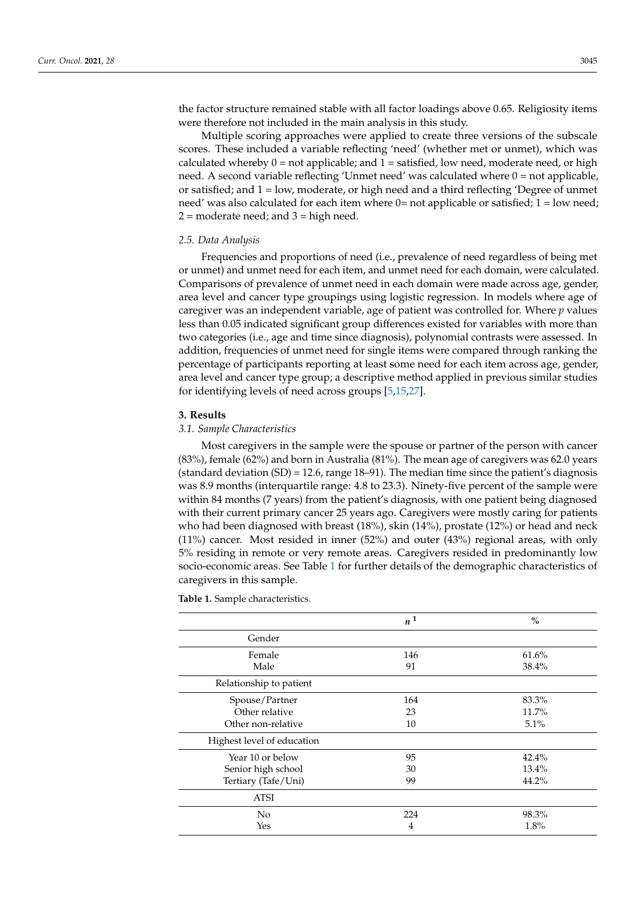the factor structure remained stable with all factor loadings above 0.65. Religiosity items were therefore not included in the main analysis in this study.

Multiple scoring approaches were applied to create three versions of the subscale scores. These included a variable reflecting 'need' (whether met or unmet), which was calculated whereby 0 = not applicable; and 1 = satisfied, low need, moderate need, or high need. A second variable reflecting 'Unmet need' was calculated where 0 = not applicable, or satisfied; and 1 = low, moderate, or high need and a third reflecting 'Degree of unmet need' was also calculated for each item where 0= not applicable or satisfied; 1 = low need; 2 = moderate need; and 3 = high need.

### *2.5. Data Analysis*

Frequencies and proportions of need (i.e., prevalence of need regardless of being met or unmet) and unmet need for each item, and unmet need for each domain, were calculated. Comparisons of prevalence of unmet need in each domain were made across age, gender, area level and cancer type groupings using logistic regression. In models where age of caregiver was an independent variable, age of patient was controlled for. Where $p$ values less than 0.05 indicated significant group differences existed for variables with more than two categories (i.e., age and time since diagnosis), polynomial contrasts were assessed. In addition, frequencies of unmet need for single items were compared through ranking the percentage of participants reporting at least some need for each item across age, gender, area level and cancer type group; a descriptive method applied in previous similar studies for identifying levels of need across groups [5,15,27].

## **3. Results**

### *3.1. Sample Characteristics*

Most caregivers in the sample were the spouse or partner of the person with cancer (83%), female (62%) and born in Australia (81%). The mean age of caregivers was 62.0 years (standard deviation (SD) = 12.6, range 18–91). The median time since the patient's diagnosis was 8.9 months (interquartile range: 4.8 to 23.3). Ninety-five percent of the sample were within 84 months (7 years) from the patient's diagnosis, with one patient being diagnosed with their current primary cancer 25 years ago. Caregivers were mostly caring for patients who had been diagnosed with breast (18%), skin (14%), prostate (12%) or head and neck (11%) cancer. Most resided in inner (52%) and outer (43%) regional areas, with only 5% residing in remote or very remote areas. Caregivers resided in predominantly low socio-economic areas. See Table 1 for further details of the demographic characteristics of caregivers in this sample.

**Table 1.** Sample characteristics.

| | *n* [1] | % |
|---|---|---|
| Gender | | |
| Female | 146 | 61.6% |
| Male | 91 | 38.4% |
| Relationship to patient | | |
| Spouse/Partner | 164 | 83.3% |
| Other relative | 23 | 11.7% |
| Other non-relative | 10 | 5.1% |
| Highest level of education | | |
| Year 10 or below | 95 | 42.4% |
| Senior high school | 30 | 13.4% |
| Tertiary (Tafe/Uni) | 99 | 44.2% |
| ATSI | | |
| No | 224 | 98.3% |
| Yes | 4 | 1.8% |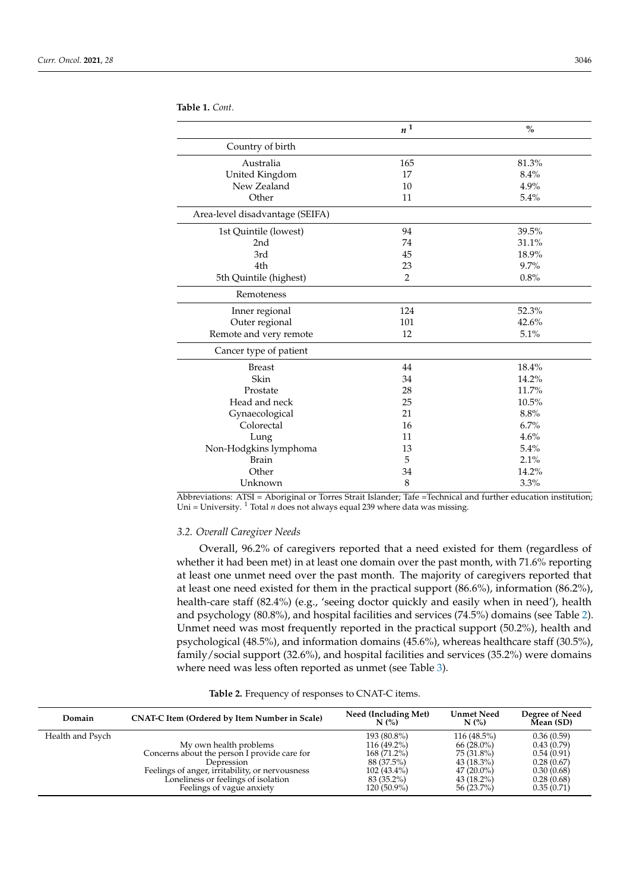**Table 1.** *Cont.*

| | *n* [1] | % |
|---|---|---|
| Country of birth | | |
| Australia | 165 | 81.3% |
| United Kingdom | 17 | 8.4% |
| New Zealand | 10 | 4.9% |
| Other | 11 | 5.4% |
| Area-level disadvantage (SEIFA) | | |
| 1st Quintile (lowest) | 94 | 39.5% |
| 2nd | 74 | 31.1% |
| 3rd | 45 | 18.9% |
| 4th | 23 | 9.7% |
| 5th Quintile (highest) | 2 | 0.8% |
| Remoteness | | |
| Inner regional | 124 | 52.3% |
| Outer regional | 101 | 42.6% |
| Remote and very remote | 12 | 5.1% |
| Cancer type of patient | | |
| Breast | 44 | 18.4% |
| Skin | 34 | 14.2% |
| Prostate | 28 | 11.7% |
| Head and neck | 25 | 10.5% |
| Gynaecological | 21 | 8.8% |
| Colorectal | 16 | 6.7% |
| Lung | 11 | 4.6% |
| Non-Hodgkins lymphoma | 13 | 5.4% |
| Brain | 5 | 2.1% |
| Other | 34 | 14.2% |
| Unknown | 8 | 3.3% |

Abbreviations: ATSI = Aboriginal or Torres Strait Islander; Tafe =Technical and further education institution; Uni = University. [1] Total *n* does not always equal 239 where data was missing.

### 3.2. Overall Caregiver Needs

Overall, 96.2% of caregivers reported that a need existed for them (regardless of whether it had been met) in at least one domain over the past month, with 71.6% reporting at least one unmet need over the past month. The majority of caregivers reported that at least one need existed for them in the practical support (86.6%), information (86.2%), health-care staff (82.4%) (e.g., 'seeing doctor quickly and easily when in need'), health and psychology (80.8%), and hospital facilities and services (74.5%) domains (see Table 2). Unmet need was most frequently reported in the practical support (50.2%), health and psychological (48.5%), and information domains (45.6%), whereas healthcare staff (30.5%), family/social support (32.6%), and hospital facilities and services (35.2%) were domains where need was less often reported as unmet (see Table 3).

**Table 2.** Frequency of responses to CNAT-C items.

| Domain | CNAT-C Item (Ordered by Item Number in Scale) | Need (Including Met) N (%) | Unmet Need N (%) | Degree of Need Mean (SD) |
|---|---|---|---|---|
| Health and Psych | | 193 (80.8%) | 116 (48.5%) | 0.36 (0.59) |
| | My own health problems | 116 (49.2%) | 66 (28.0%) | 0.43 (0.79) |
| | Concerns about the person I provide care for | 168 (71.2%) | 75 (31.8%) | 0.54 (0.91) |
| | Depression | 88 (37.5%) | 43 (18.3%) | 0.28 (0.67) |
| | Feelings of anger, irritability, or nervousness | 102 (43.4%) | 47 (20.0%) | 0.30 (0.68) |
| | Loneliness or feelings of isolation | 83 (35.2%) | 43 (18.2%) | 0.28 (0.68) |
| | Feelings of vague anxiety | 120 (50.9%) | 56 (23.7%) | 0.35 (0.71) |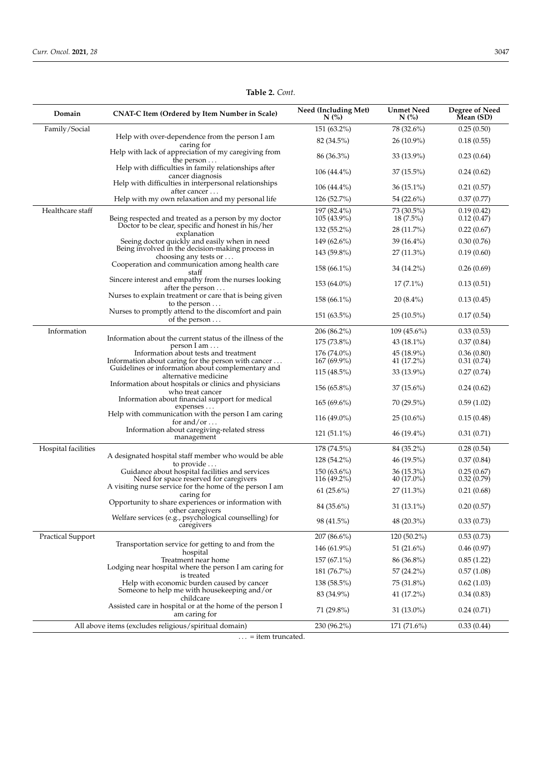**Table 2.** *Cont.*

| Domain | CNAT-C Item (Ordered by Item Number in Scale) | Need (Including Met) N (%) | Unmet Need N (%) | Degree of Need Mean (SD) |
|---|---|---|---|---|
| Family/Social | | 151 (63.2%) | 78 (32.6%) | 0.25 (0.50) |
| | Help with over-dependence from the person I am caring for | 82 (34.5%) | 26 (10.9%) | 0.18 (0.55) |
| | Help with lack of appreciation of my caregiving from the person … | 86 (36.3%) | 33 (13.9%) | 0.23 (0.64) |
| | Help with difficulties in family relationships after cancer diagnosis | 106 (44.4%) | 37 (15.5%) | 0.24 (0.62) |
| | Help with difficulties in interpersonal relationships after cancer … | 106 (44.4%) | 36 (15.1%) | 0.21 (0.57) |
| | Help with my own relaxation and my personal life | 126 (52.7%) | 54 (22.6%) | 0.37 (0.77) |
| Healthcare staff | | 197 (82.4%) | 73 (30.5%) | 0.19 (0.42) |
| | Being respected and treated as a person by my doctor | 105 (43.9%) | 18 (7.5%) | 0.12 (0.47) |
| | Doctor to be clear, specific and honest in his/her explanation | 132 (55.2%) | 28 (11.7%) | 0.22 (0.67) |
| | Seeing doctor quickly and easily when in need | 149 (62.6%) | 39 (16.4%) | 0.30 (0.76) |
| | Being involved in the decision-making process in choosing any tests or … | 143 (59.8%) | 27 (11.3%) | 0.19 (0.60) |
| | Cooperation and communication among health care staff | 158 (66.1%) | 34 (14.2%) | 0.26 (0.69) |
| | Sincere interest and empathy from the nurses looking after the person … | 153 (64.0%) | 17 (7.1%) | 0.13 (0.51) |
| | Nurses to explain treatment or care that is being given to the person … | 158 (66.1%) | 20 (8.4%) | 0.13 (0.45) |
| | Nurses to promptly attend to the discomfort and pain of the person … | 151 (63.5%) | 25 (10.5%) | 0.17 (0.54) |
| Information | | 206 (86.2%) | 109 (45.6%) | 0.33 (0.53) |
| | Information about the current status of the illness of the person I am … | 175 (73.8%) | 43 (18.1%) | 0.37 (0.84) |
| | Information about tests and treatment | 176 (74.0%) | 45 (18.9%) | 0.36 (0.80) |
| | Information about caring for the person with cancer … | 167 (69.9%) | 41 (17.2%) | 0.31 (0.74) |
| | Guidelines or information about complementary and alternative medicine | 115 (48.5%) | 33 (13.9%) | 0.27 (0.74) |
| | Information about hospitals or clinics and physicians who treat cancer | 156 (65.8%) | 37 (15.6%) | 0.24 (0.62) |
| | Information about financial support for medical expenses … | 165 (69.6%) | 70 (29.5%) | 0.59 (1.02) |
| | Help with communication with the person I am caring for and/or … | 116 (49.0%) | 25 (10.6%) | 0.15 (0.48) |
| | Information about caregiving-related stress management | 121 (51.1%) | 46 (19.4%) | 0.31 (0.71) |
| Hospital facilities | | 178 (74.5%) | 84 (35.2%) | 0.28 (0.54) |
| | A designated hospital staff member who would be able to provide … | 128 (54.2%) | 46 (19.5%) | 0.37 (0.84) |
| | Guidance about hospital facilities and services | 150 (63.6%) | 36 (15.3%) | 0.25 (0.67) |
| | Need for space reserved for caregivers | 116 (49.2%) | 40 (17.0%) | 0.32 (0.79) |
| | A visiting nurse service for the home of the person I am caring for | 61 (25.6%) | 27 (11.3%) | 0.21 (0.68) |
| | Opportunity to share experiences or information with other caregivers | 84 (35.6%) | 31 (13.1%) | 0.20 (0.57) |
| | Welfare services (e.g., psychological counselling) for caregivers | 98 (41.5%) | 48 (20.3%) | 0.33 (0.73) |
| Practical Support | | 207 (86.6%) | 120 (50.2%) | 0.53 (0.73) |
| | Transportation service for getting to and from the hospital | 146 (61.9%) | 51 (21.6%) | 0.46 (0.97) |
| | Treatment near home | 157 (67.1%) | 86 (36.8%) | 0.85 (1.22) |
| | Lodging near hospital where the person I am caring for is treated | 181 (76.7%) | 57 (24.2%) | 0.57 (1.08) |
| | Help with economic burden caused by cancer | 138 (58.5%) | 75 (31.8%) | 0.62 (1.03) |
| | Someone to help me with housekeeping and/or childcare | 83 (34.9%) | 41 (17.2%) | 0.34 (0.83) |
| | Assisted care in hospital or at the home of the person I am caring for | 71 (29.8%) | 31 (13.0%) | 0.24 (0.71) |
| All above items (excludes religious/spiritual domain) | | 230 (96.2%) | 171 (71.6%) | 0.33 (0.44) |

… = item truncated.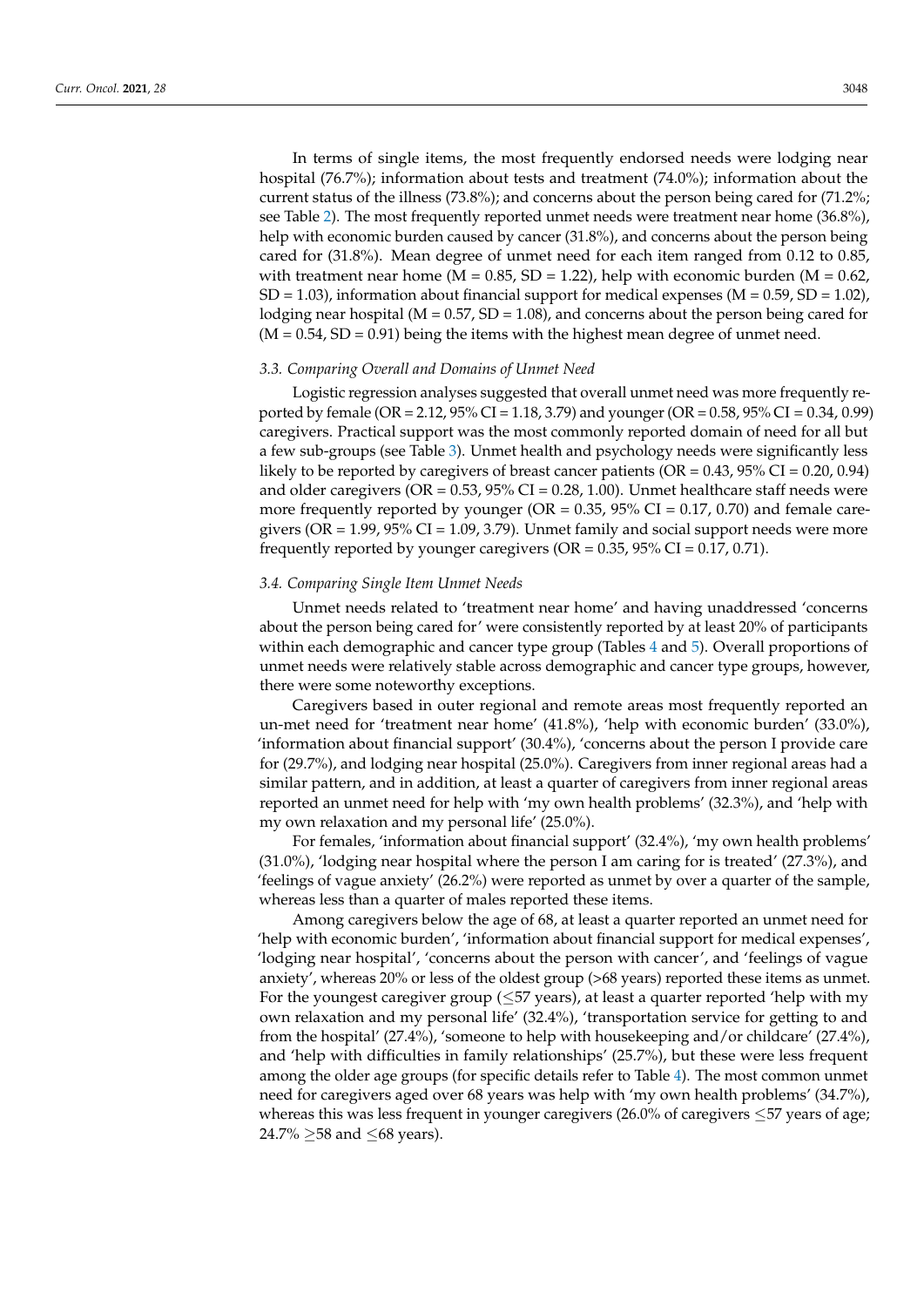In terms of single items, the most frequently endorsed needs were lodging near hospital (76.7%); information about tests and treatment (74.0%); information about the current status of the illness (73.8%); and concerns about the person being cared for (71.2%; see Table 2). The most frequently reported unmet needs were treatment near home (36.8%), help with economic burden caused by cancer (31.8%), and concerns about the person being cared for (31.8%). Mean degree of unmet need for each item ranged from 0.12 to 0.85, with treatment near home (M = 0.85, SD = 1.22), help with economic burden (M = 0.62, SD = 1.03), information about financial support for medical expenses (M = 0.59, SD = 1.02), lodging near hospital (M = 0.57, SD = 1.08), and concerns about the person being cared for (M = 0.54, SD = 0.91) being the items with the highest mean degree of unmet need.

### *3.3. Comparing Overall and Domains of Unmet Need*

Logistic regression analyses suggested that overall unmet need was more frequently reported by female (OR = 2.12, 95% CI = 1.18, 3.79) and younger (OR = 0.58, 95% CI = 0.34, 0.99) caregivers. Practical support was the most commonly reported domain of need for all but a few sub-groups (see Table 3). Unmet health and psychology needs were significantly less likely to be reported by caregivers of breast cancer patients (OR = 0.43, 95% CI = 0.20, 0.94) and older caregivers (OR = 0.53, 95% CI = 0.28, 1.00). Unmet healthcare staff needs were more frequently reported by younger (OR = 0.35, 95% CI = 0.17, 0.70) and female caregivers (OR = 1.99, 95% CI = 1.09, 3.79). Unmet family and social support needs were more frequently reported by younger caregivers (OR = 0.35, 95% CI = 0.17, 0.71).

### *3.4. Comparing Single Item Unmet Needs*

Unmet needs related to 'treatment near home' and having unaddressed 'concerns about the person being cared for' were consistently reported by at least 20% of participants within each demographic and cancer type group (Tables 4 and 5). Overall proportions of unmet needs were relatively stable across demographic and cancer type groups, however, there were some noteworthy exceptions.

Caregivers based in outer regional and remote areas most frequently reported an un-met need for 'treatment near home' (41.8%), 'help with economic burden' (33.0%), 'information about financial support' (30.4%), 'concerns about the person I provide care for (29.7%), and lodging near hospital (25.0%). Caregivers from inner regional areas had a similar pattern, and in addition, at least a quarter of caregivers from inner regional areas reported an unmet need for help with 'my own health problems' (32.3%), and 'help with my own relaxation and my personal life' (25.0%).

For females, 'information about financial support' (32.4%), 'my own health problems' (31.0%), 'lodging near hospital where the person I am caring for is treated' (27.3%), and 'feelings of vague anxiety' (26.2%) were reported as unmet by over a quarter of the sample, whereas less than a quarter of males reported these items.

Among caregivers below the age of 68, at least a quarter reported an unmet need for 'help with economic burden', 'information about financial support for medical expenses', 'lodging near hospital', 'concerns about the person with cancer', and 'feelings of vague anxiety', whereas 20% or less of the oldest group (>68 years) reported these items as unmet. For the youngest caregiver group ($\leq$57 years), at least a quarter reported 'help with my own relaxation and my personal life' (32.4%), 'transportation service for getting to and from the hospital' (27.4%), 'someone to help with housekeeping and/or childcare' (27.4%), and 'help with difficulties in family relationships' (25.7%), but these were less frequent among the older age groups (for specific details refer to Table 4). The most common unmet need for caregivers aged over 68 years was help with 'my own health problems' (34.7%), whereas this was less frequent in younger caregivers (26.0% of caregivers $\leq$57 years of age; 24.7% $\geq$58 and $\leq$68 years).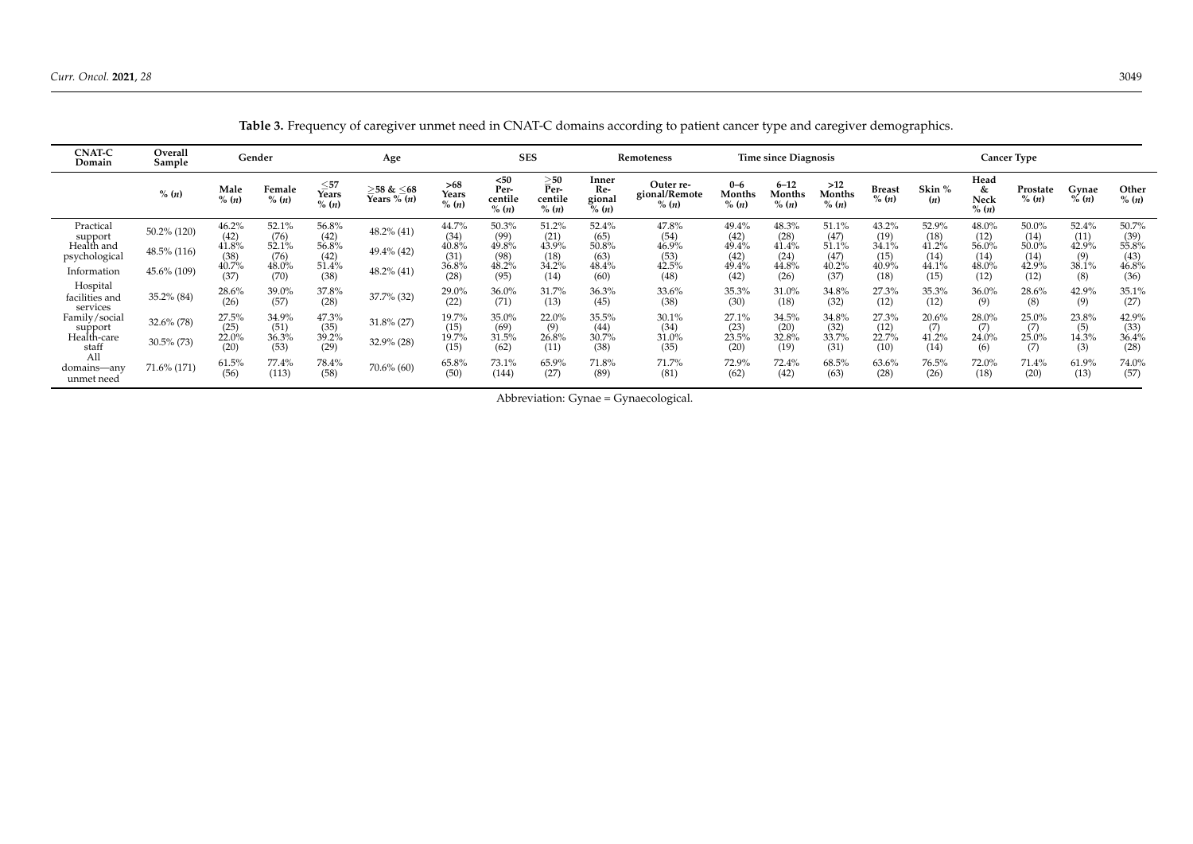**Table 3.** Frequency of caregiver unmet need in CNAT-C domains according to patient cancer type and caregiver demographics.

| CNAT-C Domain | Overall Sample | Gender | | Age | | | SES | | Remoteness | | Time since Diagnosis | | | Cancer Type | | | | |
|---|---|---|---|---|---|---|---|---|---|---|---|---|---|---|---|---|---|---|
| | % (n) | Male % (n) | Female % (n) | ≤57 Years % (n) | >58 & ≤68 Years % (n) | >68 Years % (n) | <50 Percentile % (n) | >50 Percentile % (n) | Inner Regional % (n) | Outer regional/Remote % (n) | 0–6 Months % (n) | 6–12 Months % (n) | >12 Months % (n) | Breast % (n) | Skin % (n) | Head & Neck % (n) | Prostate % (n) | Gynae % (n) | Other % (n) |
| Practical support | 50.2% (120) | 46.2% (42) | 52.1% (76) | 56.8% (42) | 48.2% (41) | 44.7% (34) | 50.3% (99) | 51.2% (21) | 52.4% (65) | 47.8% (54) | 49.4% (42) | 48.3% (28) | 51.1% (47) | 43.2% (19) | 52.9% (18) | 48.0% (12) | 50.0% (14) | 52.4% (11) | 50.7% (39) |
| Health and psychological | 48.5% (116) | 41.8% (38) | 52.1% (76) | 56.8% (42) | 49.4% (42) | 40.8% (31) | 49.8% (98) | 43.9% (18) | 50.8% (63) | 46.9% (53) | 49.4% (42) | 41.4% (24) | 51.1% (47) | 34.1% (15) | 41.2% (14) | 56.0% (14) | 50.0% (14) | 42.9% (9) | 55.8% (43) |
| Information | 45.6% (109) | 40.7% (37) | 48.0% (70) | 51.4% (38) | 48.2% (41) | 36.8% (28) | 48.2% (95) | 34.2% (14) | 48.4% (60) | 42.5% (48) | 49.4% (42) | 44.8% (26) | 40.2% (37) | 40.9% (18) | 44.1% (15) | 48.0% (12) | 42.9% (12) | 38.1% (8) | 46.8% (36) |
| Hospital facilities and services | 35.2% (84) | 28.6% (26) | 39.0% (57) | 37.8% (28) | 37.7% (32) | 29.0% (22) | 36.0% (71) | 31.7% (13) | 36.3% (45) | 33.6% (38) | 35.3% (30) | 31.0% (18) | 34.8% (32) | 27.3% (12) | 35.3% (12) | 36.0% (9) | 28.6% (8) | 42.9% (9) | 35.1% (27) |
| Family/social support | 32.6% (78) | 27.5% (25) | 34.9% (51) | 47.3% (35) | 31.8% (27) | 19.7% (15) | 35.0% (69) | 22.0% (9) | 35.5% (44) | 30.1% (34) | 27.1% (23) | 34.5% (20) | 34.8% (32) | 27.3% (12) | 20.6% (7) | 28.0% (7) | 25.0% (7) | 23.8% (5) | 42.9% (33) |
| Health-care staff | 30.5% (73) | 22.0% (20) | 36.3% (53) | 39.2% (29) | 32.9% (28) | 19.7% (15) | 31.5% (62) | 26.8% (11) | 30.7% (38) | 31.0% (35) | 23.5% (20) | 32.8% (19) | 33.7% (31) | 22.7% (10) | 41.2% (14) | 24.0% (6) | 25.0% (7) | 14.3% (3) | 36.4% (28) |
| All domains—any unmet need | 71.6% (171) | 61.5% (56) | 77.4% (113) | 78.4% (58) | 70.6% (60) | 65.8% (50) | 73.1% (144) | 65.9% (27) | 71.8% (89) | 71.7% (81) | 72.9% (62) | 72.4% (42) | 68.5% (63) | 63.6% (28) | 76.5% (26) | 72.0% (18) | 71.4% (20) | 61.9% (13) | 74.0% (57) |

Abbreviation: Gynae = Gynaecological.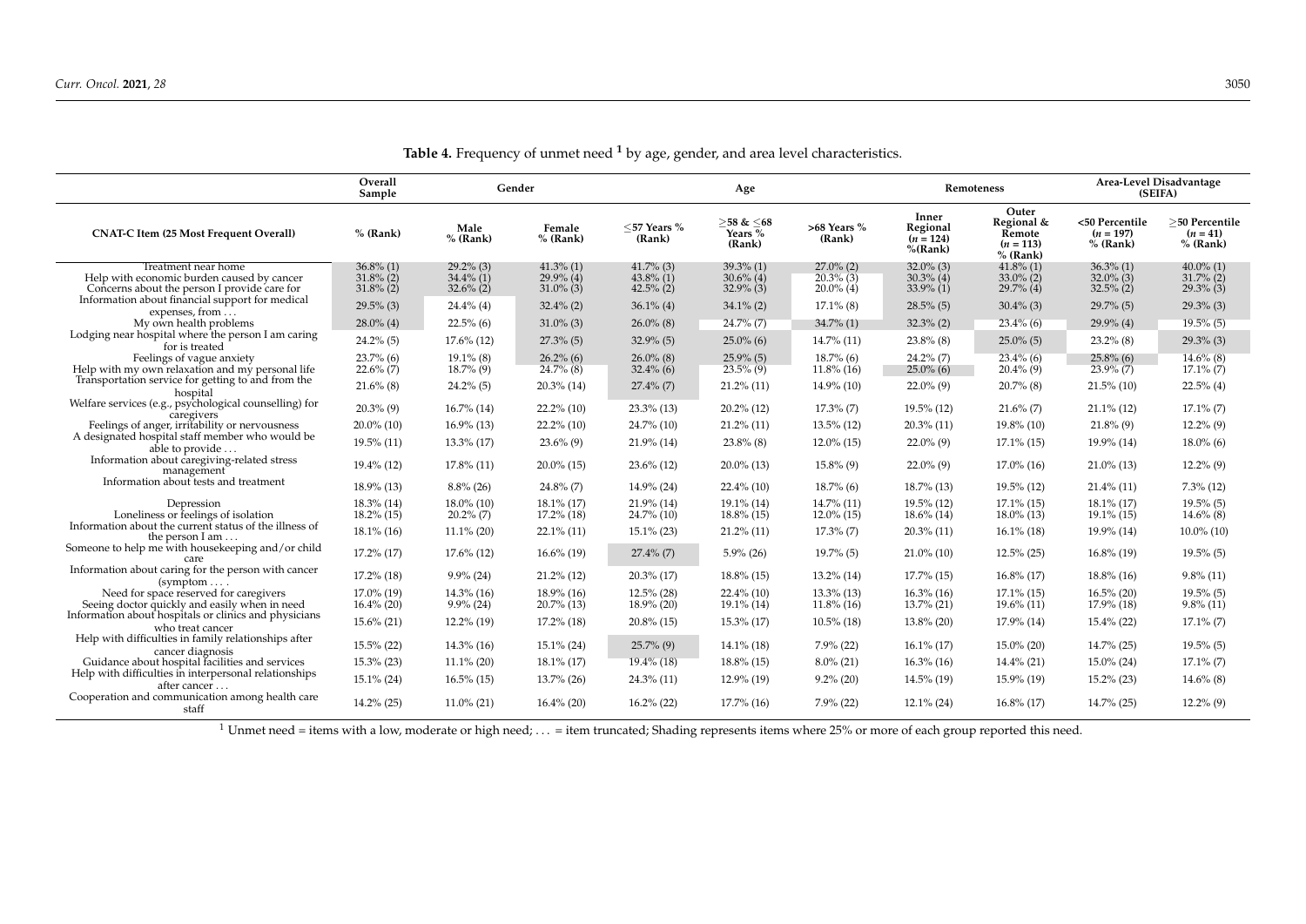**Table 4.** Frequency of unmet need [1] by age, gender, and area level characteristics.

| | Overall Sample | Gender | | Age | | | Remoteness | | Area-Level Disadvantage (SEIFA) | |
|---|---|---|---|---|---|---|---|---|---|---|
| CNAT-C Item (25 Most Frequent Overall) | % (Rank) | Male % (Rank) | Female % (Rank) | ≤57 Years % (Rank) | ≥58 & ≤68 Years % (Rank) | >68 Years % (Rank) | Inner Regional (n = 124) %(Rank) | Outer Regional & Remote (n = 113) % (Rank) | <50 Percentile (n = 197) % (Rank) | ≥50 Percentile (n = 41) % (Rank) |
| Treatment near home | 36.8% (1) | 29.2% (3) | 41.3% (1) | 41.7% (3) | 39.3% (1) | 27.0% (2) | 32.0% (3) | 41.8% (1) | 36.3% (1) | 40.0% (1) |
| Help with economic burden caused by cancer | 31.8% (2) | 34.4% (1) | 29.9% (4) | 43.8% (1) | 30.6% (4) | 20.3% (3) | 30.3% (4) | 33.0% (2) | 32.0% (3) | 31.7% (2) |
| Concerns about the person I provide care for | 31.8% (2) | 32.6% (2) | 31.0% (3) | 42.5% (2) | 32.9% (3) | 20.0% (4) | 33.9% (1) | 29.7% (4) | 32.5% (2) | 29.3% (3) |
| Information about financial support for medical expenses, from … | 29.5% (3) | 24.4% (4) | 32.4% (2) | 36.1% (4) | 34.1% (2) | 17.1% (8) | 28.5% (5) | 30.4% (3) | 29.7% (5) | 29.3% (3) |
| My own health problems | 28.0% (4) | 22.5% (6) | 31.0% (3) | 26.0% (8) | 24.7% (7) | 34.7% (1) | 32.3% (2) | 23.4% (6) | 29.9% (4) | 19.5% (5) |
| Lodging near hospital where the person I am caring for is treated | 24.2% (5) | 17.6% (12) | 27.3% (5) | 32.9% (5) | 25.0% (6) | 14.7% (11) | 23.8% (8) | 25.0% (5) | 23.2% (8) | 29.3% (3) |
| Feelings of vague anxiety | 23.7% (6) | 19.1% (8) | 26.2% (6) | 26.0% (8) | 25.9% (5) | 18.7% (6) | 24.2% (7) | 23.4% (6) | 25.8% (6) | 14.6% (8) |
| Help with my own relaxation and my personal life | 22.6% (7) | 18.7% (9) | 24.7% (8) | 32.4% (6) | 23.5% (9) | 11.8% (16) | 25.0% (6) | 20.4% (9) | 23.9% (7) | 17.1% (7) |
| Transportation service for getting to and from the hospital | 21.6% (8) | 24.2% (5) | 20.3% (14) | 27.4% (7) | 21.2% (11) | 14.9% (10) | 22.0% (9) | 20.7% (8) | 21.5% (10) | 22.5% (4) |
| Welfare services (e.g., psychological counselling) for caregivers | 20.3% (9) | 16.7% (14) | 22.2% (10) | 23.3% (13) | 20.2% (12) | 17.3% (7) | 19.5% (12) | 21.6% (7) | 21.1% (12) | 17.1% (7) |
| Feelings of anger, irritability or nervousness | 20.0% (10) | 16.9% (13) | 22.2% (10) | 24.7% (10) | 21.2% (11) | 13.5% (12) | 20.3% (11) | 19.8% (10) | 21.8% (9) | 12.2% (9) |
| A designated hospital staff member who would be able to provide … | 19.5% (11) | 13.3% (17) | 23.6% (9) | 21.9% (14) | 23.8% (8) | 12.0% (15) | 22.0% (9) | 17.1% (15) | 19.9% (14) | 18.0% (6) |
| Information about caregiving-related stress management | 19.4% (12) | 17.8% (11) | 20.0% (15) | 23.6% (12) | 20.0% (13) | 15.8% (9) | 22.0% (9) | 17.0% (16) | 21.0% (13) | 12.2% (9) |
| Information about tests and treatment | 18.9% (13) | 8.8% (26) | 24.8% (7) | 14.9% (24) | 22.4% (10) | 18.7% (6) | 18.7% (13) | 19.5% (12) | 21.4% (11) | 7.3% (12) |
| Depression | 18.3% (14) | 18.0% (10) | 18.1% (17) | 21.9% (14) | 19.1% (14) | 14.7% (11) | 19.5% (12) | 17.1% (15) | 18.1% (17) | 19.5% (5) |
| Loneliness or feelings of isolation | 18.2% (15) | 20.2% (7) | 17.2% (18) | 24.7% (10) | 18.8% (15) | 12.0% (15) | 18.6% (14) | 18.0% (13) | 19.1% (15) | 14.6% (8) |
| Information about the current status of the illness of the person I am … | 18.1% (16) | 11.1% (20) | 22.1% (11) | 15.1% (23) | 21.2% (11) | 17.3% (7) | 20.3% (11) | 16.1% (18) | 19.9% (14) | 10.0% (10) |
| Someone to help me with housekeeping and/or child care | 17.2% (17) | 17.6% (12) | 16.6% (19) | 27.4% (7) | 5.9% (26) | 19.7% (5) | 21.0% (10) | 12.5% (25) | 16.8% (19) | 19.5% (5) |
| Information about caring for the person with cancer (symptom … . | 17.2% (18) | 9.9% (24) | 21.2% (12) | 20.3% (17) | 18.8% (15) | 13.2% (14) | 17.7% (15) | 16.8% (17) | 18.8% (16) | 9.8% (11) |
| Need for space reserved for caregivers | 17.0% (19) | 14.3% (16) | 18.9% (16) | 12.5% (28) | 22.4% (10) | 13.3% (13) | 16.3% (16) | 17.1% (15) | 16.5% (20) | 19.5% (5) |
| Seeing doctor quickly and easily when in need | 16.4% (20) | 9.9% (24) | 20.7% (13) | 18.9% (20) | 19.1% (14) | 11.8% (16) | 13.7% (21) | 19.6% (11) | 17.9% (18) | 9.8% (11) |
| Information about hospitals or clinics and physicians who treat cancer | 15.6% (21) | 12.2% (19) | 17.2% (18) | 20.8% (15) | 15.3% (17) | 10.5% (18) | 13.8% (20) | 17.9% (14) | 15.4% (22) | 17.1% (7) |
| Help with difficulties in family relationships after cancer diagnosis | 15.5% (22) | 14.3% (16) | 15.1% (24) | 25.7% (9) | 14.1% (18) | 7.9% (22) | 16.1% (17) | 15.0% (20) | 14.7% (25) | 19.5% (5) |
| Guidance about hospital facilities and services | 15.3% (23) | 11.1% (20) | 18.1% (17) | 19.4% (18) | 18.8% (15) | 8.0% (21) | 16.3% (16) | 14.4% (21) | 15.0% (24) | 17.1% (7) |
| Help with difficulties in interpersonal relationships after cancer … | 15.1% (24) | 16.5% (15) | 13.7% (26) | 24.3% (11) | 12.9% (19) | 9.2% (20) | 14.5% (19) | 15.9% (19) | 15.2% (23) | 14.6% (8) |
| Cooperation and communication among health care staff | 14.2% (25) | 11.0% (21) | 16.4% (20) | 16.2% (22) | 17.7% (16) | 7.9% (22) | 12.1% (24) | 16.8% (17) | 14.7% (25) | 12.2% (9) |

[1] Unmet need = items with a low, moderate or high need; … = item truncated; Shading represents items where 25% or more of each group reported this need.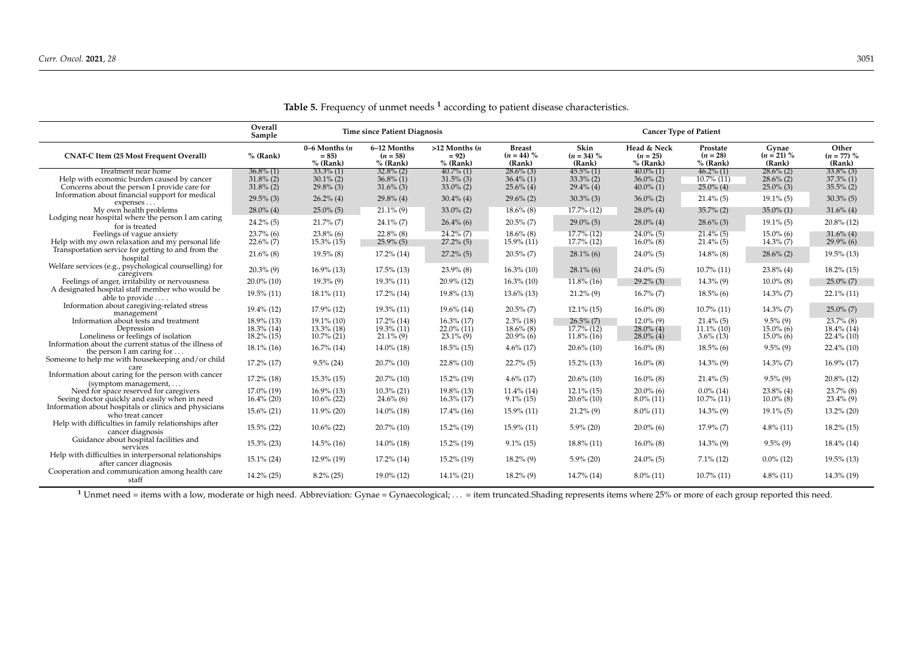**Table 5.** Frequency of unmet needs [1] according to patient disease characteristics.

| | Overall Sample | Time since Patient Diagnosis | | | Cancer Type of Patient | | | | | |
|---|---|---|---|---|---|---|---|---|---|---|
| CNAT-C Item (25 Most Frequent Overall) | % (Rank) | 0–6 Months (n = 85) % (Rank) | 6–12 Months (n = 58) % (Rank) | >12 Months (n = 92) % (Rank) | Breast (n = 44) % (Rank) | Skin (n = 34) % (Rank) | Head & Neck (n = 25) % (Rank) | Prostate (n = 28) % (Rank) | Gynae (n = 21) % (Rank) | Other (n = 77) % (Rank) |
| Treatment near home | 36.8% (1) | 33.3% (1) | 32.8% (2) | 40.7% (1) | 28.6% (3) | 45.5% (1) | 40.0% (1) | 46.2% (1) | 28.6% (2) | 33.8% (3) |
| Help with economic burden caused by cancer | 31.8% (2) | 30.1% (2) | 36.8% (1) | 31.5% (3) | 36.4% (1) | 33.3% (2) | 36.0% (2) | 10.7% (11) | 28.6% (2) | 37.3% (1) |
| Concerns about the person I provide care for | 31.8% (2) | 29.8% (3) | 31.6% (3) | 33.0% (2) | 25.6% (4) | 29.4% (4) | 40.0% (1) | 25.0% (4) | 25.0% (3) | 35.5% (2) |
| Information about financial support for medical expenses … | 29.5% (3) | 26.2% (4) | 29.8% (4) | 30.4% (4) | 29.6% (2) | 30.3% (3) | 36.0% (2) | 21.4% (5) | 19.1% (5) | 30.3% (5) |
| My own health problems | 28.0% (4) | 25.0% (5) | 21.1% (9) | 33.0% (2) | 18.6% (8) | 17.7% (12) | 28.0% (4) | 35.7% (2) | 35.0% (1) | 31.6% (4) |
| Lodging near hospital where the person I am caring for is treated | 24.2% (5) | 21.7% (7) | 24.1% (7) | 26.4% (6) | 20.5% (7) | 29.0% (5) | 28.0% (4) | 28.6% (3) | 19.1% (5) | 20.8% (12) |
| Feelings of vague anxiety | 23.7% (6) | 23.8% (6) | 22.8% (8) | 24.2% (7) | 18.6% (8) | 17.7% (12) | 24.0% (5) | 21.4% (5) | 15.0% (6) | 31.6% (4) |
| Help with my own relaxation and my personal life | 22.6% (7) | 15.3% (15) | 25.9% (5) | 27.2% (5) | 15.9% (11) | 17.7% (12) | 16.0% (8) | 21.4% (5) | 14.3% (7) | 29.9% (6) |
| Transportation service for getting to and from the hospital | 21.6% (8) | 19.5% (8) | 17.2% (14) | 27.2% (5) | 20.5% (7) | 28.1% (6) | 24.0% (5) | 14.8% (8) | 28.6% (2) | 19.5% (13) |
| Welfare services (e.g., psychological counselling) for caregivers | 20.3% (9) | 16.9% (13) | 17.5% (13) | 23.9% (8) | 16.3% (10) | 28.1% (6) | 24.0% (5) | 10.7% (11) | 23.8% (4) | 18.2% (15) |
| Feelings of anger, irritability or nervousness | 20.0% (10) | 19.3% (9) | 19.3% (11) | 20.9% (12) | 16.3% (10) | 11.8% (16) | 29.2% (3) | 14.3% (9) | 10.0% (8) | 25.0% (7) |
| A designated hospital staff member who would be able to provide … . | 19.5% (11) | 18.1% (11) | 17.2% (14) | 19.8% (13) | 13.6% (13) | 21.2% (9) | 16.7% (7) | 18.5% (6) | 14.3% (7) | 22.1% (11) |
| Information about caregiving-related stress management | 19.4% (12) | 17.9% (12) | 19.3% (11) | 19.6% (14) | 20.5% (7) | 12.1% (15) | 16.0% (8) | 10.7% (11) | 14.3% (7) | 25.0% (7) |
| Information about tests and treatment | 18.9% (13) | 19.1% (10) | 17.2% (14) | 16.3% (17) | 2.3% (18) | 26.5% (7) | 12.0% (9) | 21.4% (5) | 9.5% (9) | 23.7% (8) |
| Depression | 18.3% (14) | 13.3% (18) | 19.3% (11) | 22.0% (11) | 18.6% (8) | 17.7% (12) | 28.0% (4) | 11.1% (10) | 15.0% (6) | 18.4% (14) |
| Loneliness or feelings of isolation | 18.2% (15) | 10.7% (21) | 21.1% (9) | 23.1% (9) | 20.9% (6) | 11.8% (16) | 28.0% (4) | 3.6% (13) | 15.0% (6) | 22.4% (10) |
| Information about the current status of the illness of the person I am caring for … | 18.1% (16) | 16.7% (14) | 14.0% (18) | 18.5% (15) | 4.6% (17) | 20.6% (10) | 16.0% (8) | 18.5% (6) | 9.5% (9) | 22.4% (10) |
| Someone to help me with housekeeping and/or child care | 17.2% (17) | 9.5% (24) | 20.7% (10) | 22.8% (10) | 22.7% (5) | 15.2% (13) | 16.0% (8) | 14.3% (9) | 14.3% (7) | 16.9% (17) |
| Information about caring for the person with cancer (symptom management, … | 17.2% (18) | 15.3% (15) | 20.7% (10) | 15.2% (19) | 4.6% (17) | 20.6% (10) | 16.0% (8) | 21.4% (5) | 9.5% (9) | 20.8% (12) |
| Need for space reserved for caregivers | 17.0% (19) | 16.9% (13) | 10.3% (21) | 19.8% (13) | 11.4% (14) | 12.1% (15) | 20.0% (6) | 0.0% (14) | 23.8% (4) | 23.7% (8) |
| Seeing doctor quickly and easily when in need | 16.4% (20) | 10.6% (22) | 24.6% (6) | 16.3% (17) | 9.1% (15) | 20.6% (10) | 8.0% (11) | 10.7% (11) | 10.0% (8) | 23.4% (9) |
| Information about hospitals or clinics and physicians who treat cancer | 15.6% (21) | 11.9% (20) | 14.0% (18) | 17.4% (16) | 15.9% (11) | 21.2% (9) | 8.0% (11) | 14.3% (9) | 19.1% (5) | 13.2% (20) |
| Help with difficulties in family relationships after cancer diagnosis | 15.5% (22) | 10.6% (22) | 20.7% (10) | 15.2% (19) | 15.9% (11) | 5.9% (20) | 20.0% (6) | 17.9% (7) | 4.8% (11) | 18.2% (15) |
| Guidance about hospital facilities and services | 15.3% (23) | 14.5% (16) | 14.0% (18) | 15.2% (19) | 9.1% (15) | 18.8% (11) | 16.0% (8) | 14.3% (9) | 9.5% (9) | 18.4% (14) |
| Help with difficulties in interpersonal relationships after cancer diagnosis | 15.1% (24) | 12.9% (19) | 17.2% (14) | 15.2% (19) | 18.2% (9) | 5.9% (20) | 24.0% (5) | 7.1% (12) | 0.0% (12) | 19.5% (13) |
| Cooperation and communication among health care staff | 14.2% (25) | 8.2% (25) | 19.0% (12) | 14.1% (21) | 18.2% (9) | 14.7% (14) | 8.0% (11) | 10.7% (11) | 4.8% (11) | 14.3% (19) |

[1] Unmet need = items with a low, moderate or high need. Abbreviation: Gynae = Gynaecological; … = item truncated.Shading represents items where 25% or more of each group reported this need.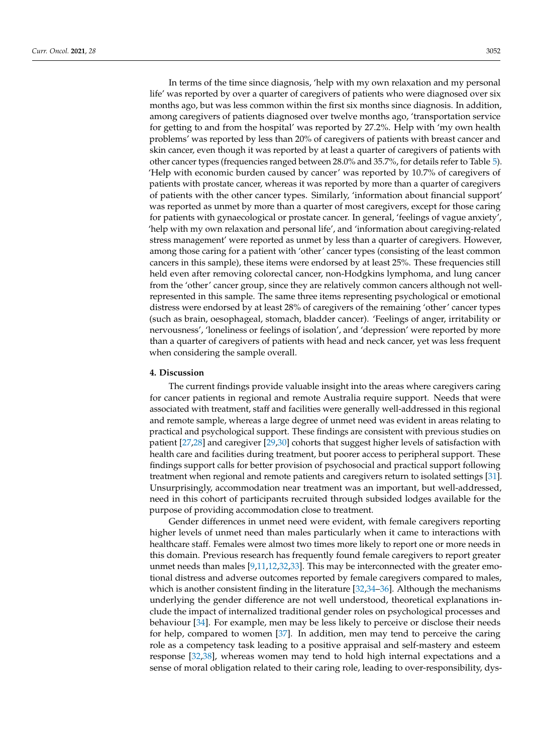In terms of the time since diagnosis, 'help with my own relaxation and my personal life' was reported by over a quarter of caregivers of patients who were diagnosed over six months ago, but was less common within the first six months since diagnosis. In addition, among caregivers of patients diagnosed over twelve months ago, 'transportation service for getting to and from the hospital' was reported by 27.2%. Help with 'my own health problems' was reported by less than 20% of caregivers of patients with breast cancer and skin cancer, even though it was reported by at least a quarter of caregivers of patients with other cancer types (frequencies ranged between 28.0% and 35.7%, for details refer to Table 5). 'Help with economic burden caused by cancer' was reported by 10.7% of caregivers of patients with prostate cancer, whereas it was reported by more than a quarter of caregivers of patients with the other cancer types. Similarly, 'information about financial support' was reported as unmet by more than a quarter of most caregivers, except for those caring for patients with gynaecological or prostate cancer. In general, 'feelings of vague anxiety', 'help with my own relaxation and personal life', and 'information about caregiving-related stress management' were reported as unmet by less than a quarter of caregivers. However, among those caring for a patient with 'other' cancer types (consisting of the least common cancers in this sample), these items were endorsed by at least 25%. These frequencies still held even after removing colorectal cancer, non-Hodgkins lymphoma, and lung cancer from the 'other' cancer group, since they are relatively common cancers although not well-represented in this sample. The same three items representing psychological or emotional distress were endorsed by at least 28% of caregivers of the remaining 'other' cancer types (such as brain, oesophageal, stomach, bladder cancer). 'Feelings of anger, irritability or nervousness', 'loneliness or feelings of isolation', and 'depression' were reported by more than a quarter of caregivers of patients with head and neck cancer, yet was less frequent when considering the sample overall.

## 4. Discussion

The current findings provide valuable insight into the areas where caregivers caring for cancer patients in regional and remote Australia require support. Needs that were associated with treatment, staff and facilities were generally well-addressed in this regional and remote sample, whereas a large degree of unmet need was evident in areas relating to practical and psychological support. These findings are consistent with previous studies on patient [27,28] and caregiver [29,30] cohorts that suggest higher levels of satisfaction with health care and facilities during treatment, but poorer access to peripheral support. These findings support calls for better provision of psychosocial and practical support following treatment when regional and remote patients and caregivers return to isolated settings [31]. Unsurprisingly, accommodation near treatment was an important, but well-addressed, need in this cohort of participants recruited through subsided lodges available for the purpose of providing accommodation close to treatment.

Gender differences in unmet need were evident, with female caregivers reporting higher levels of unmet need than males particularly when it came to interactions with healthcare staff. Females were almost two times more likely to report one or more needs in this domain. Previous research has frequently found female caregivers to report greater unmet needs than males [9,11,12,32,33]. This may be interconnected with the greater emotional distress and adverse outcomes reported by female caregivers compared to males, which is another consistent finding in the literature [32,34–36]. Although the mechanisms underlying the gender difference are not well understood, theoretical explanations include the impact of internalized traditional gender roles on psychological processes and behaviour [34]. For example, men may be less likely to perceive or disclose their needs for help, compared to women [37]. In addition, men may tend to perceive the caring role as a competency task leading to a positive appraisal and self-mastery and esteem response [32,38], whereas women may tend to hold high internal expectations and a sense of moral obligation related to their caring role, leading to over-responsibility, dys-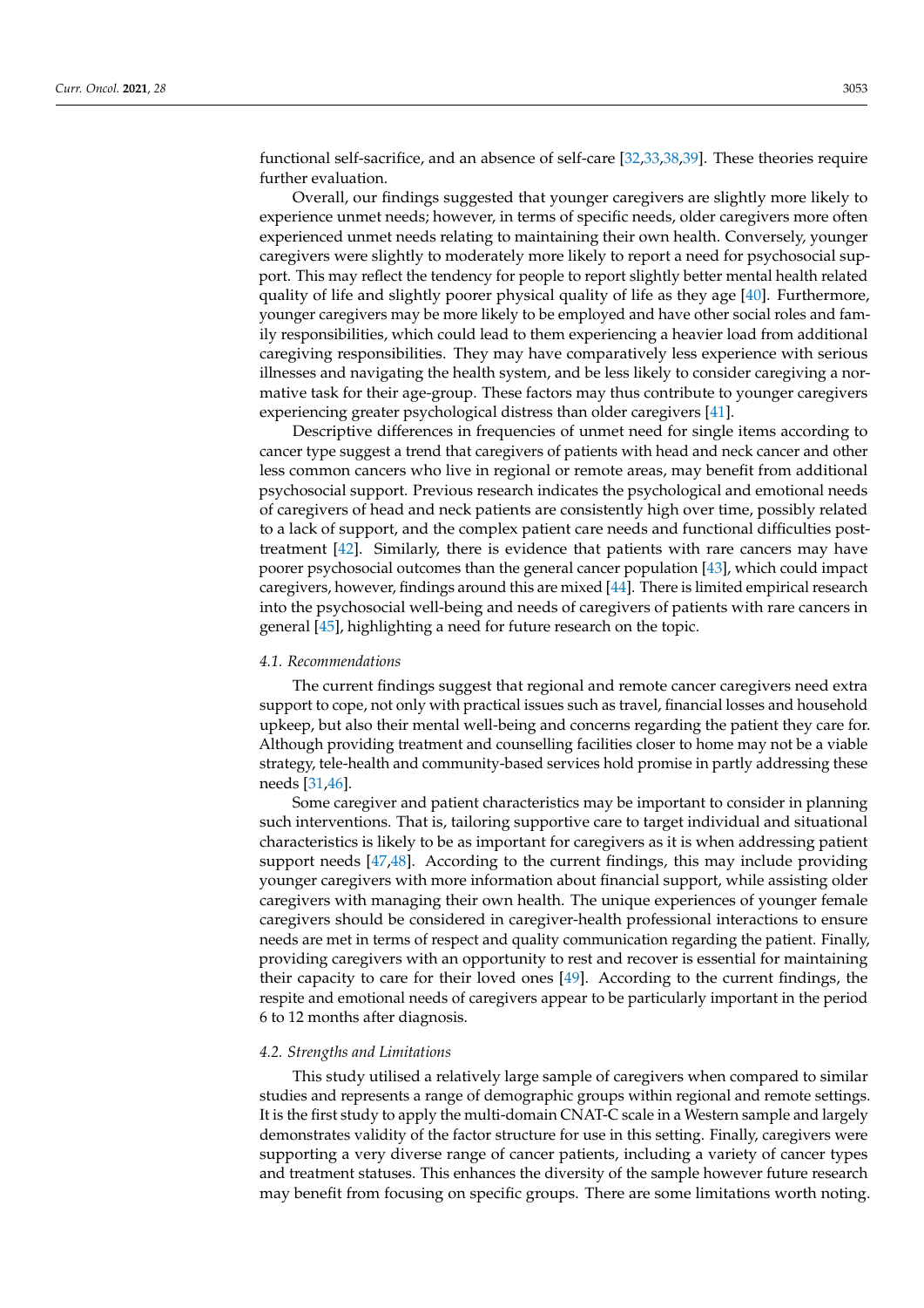functional self-sacrifice, and an absence of self-care [32,33,38,39]. These theories require further evaluation.

Overall, our findings suggested that younger caregivers are slightly more likely to experience unmet needs; however, in terms of specific needs, older caregivers more often experienced unmet needs relating to maintaining their own health. Conversely, younger caregivers were slightly to moderately more likely to report a need for psychosocial support. This may reflect the tendency for people to report slightly better mental health related quality of life and slightly poorer physical quality of life as they age [40]. Furthermore, younger caregivers may be more likely to be employed and have other social roles and family responsibilities, which could lead to them experiencing a heavier load from additional caregiving responsibilities. They may have comparatively less experience with serious illnesses and navigating the health system, and be less likely to consider caregiving a normative task for their age-group. These factors may thus contribute to younger caregivers experiencing greater psychological distress than older caregivers [41].

Descriptive differences in frequencies of unmet need for single items according to cancer type suggest a trend that caregivers of patients with head and neck cancer and other less common cancers who live in regional or remote areas, may benefit from additional psychosocial support. Previous research indicates the psychological and emotional needs of caregivers of head and neck patients are consistently high over time, possibly related to a lack of support, and the complex patient care needs and functional difficulties post-treatment [42]. Similarly, there is evidence that patients with rare cancers may have poorer psychosocial outcomes than the general cancer population [43], which could impact caregivers, however, findings around this are mixed [44]. There is limited empirical research into the psychosocial well-being and needs of caregivers of patients with rare cancers in general [45], highlighting a need for future research on the topic.

### *4.1. Recommendations*

The current findings suggest that regional and remote cancer caregivers need extra support to cope, not only with practical issues such as travel, financial losses and household upkeep, but also their mental well-being and concerns regarding the patient they care for. Although providing treatment and counselling facilities closer to home may not be a viable strategy, tele-health and community-based services hold promise in partly addressing these needs [31,46].

Some caregiver and patient characteristics may be important to consider in planning such interventions. That is, tailoring supportive care to target individual and situational characteristics is likely to be as important for caregivers as it is when addressing patient support needs [47,48]. According to the current findings, this may include providing younger caregivers with more information about financial support, while assisting older caregivers with managing their own health. The unique experiences of younger female caregivers should be considered in caregiver-health professional interactions to ensure needs are met in terms of respect and quality communication regarding the patient. Finally, providing caregivers with an opportunity to rest and recover is essential for maintaining their capacity to care for their loved ones [49]. According to the current findings, the respite and emotional needs of caregivers appear to be particularly important in the period 6 to 12 months after diagnosis.

### *4.2. Strengths and Limitations*

This study utilised a relatively large sample of caregivers when compared to similar studies and represents a range of demographic groups within regional and remote settings. It is the first study to apply the multi-domain CNAT-C scale in a Western sample and largely demonstrates validity of the factor structure for use in this setting. Finally, caregivers were supporting a very diverse range of cancer patients, including a variety of cancer types and treatment statuses. This enhances the diversity of the sample however future research may benefit from focusing on specific groups. There are some limitations worth noting.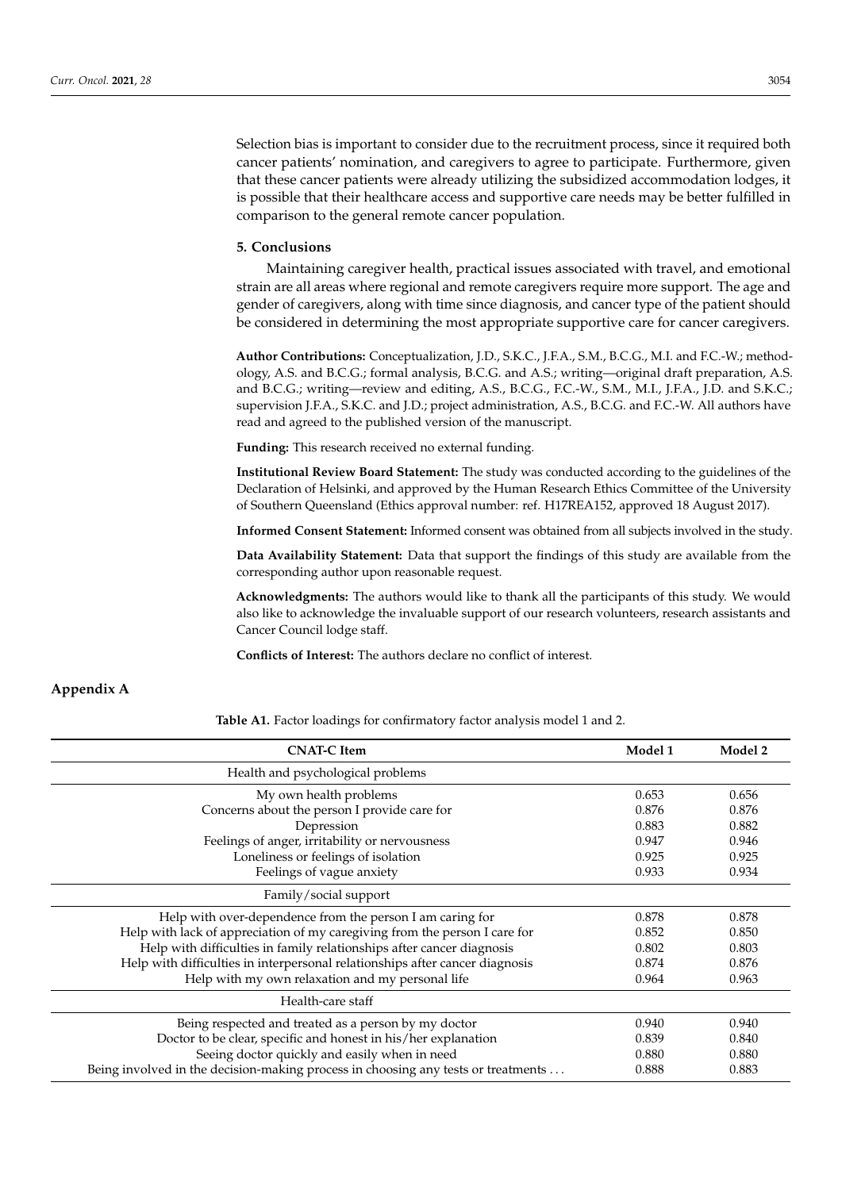Selection bias is important to consider due to the recruitment process, since it required both cancer patients' nomination, and caregivers to agree to participate. Furthermore, given that these cancer patients were already utilizing the subsidized accommodation lodges, it is possible that their healthcare access and supportive care needs may be better fulfilled in comparison to the general remote cancer population.

## 5. Conclusions

Maintaining caregiver health, practical issues associated with travel, and emotional strain are all areas where regional and remote caregivers require more support. The age and gender of caregivers, along with time since diagnosis, and cancer type of the patient should be considered in determining the most appropriate supportive care for cancer caregivers.

**Author Contributions:** Conceptualization, J.D., S.K.C., J.F.A., S.M., B.C.G., M.I. and F.C.-W.; methodology, A.S. and B.C.G.; formal analysis, B.C.G. and A.S.; writing—original draft preparation, A.S. and B.C.G.; writing—review and editing, A.S., B.C.G., F.C.-W., S.M., M.I., J.F.A., J.D. and S.K.C.; supervision J.F.A., S.K.C. and J.D.; project administration, A.S., B.C.G. and F.C.-W. All authors have read and agreed to the published version of the manuscript.

**Funding:** This research received no external funding.

**Institutional Review Board Statement:** The study was conducted according to the guidelines of the Declaration of Helsinki, and approved by the Human Research Ethics Committee of the University of Southern Queensland (Ethics approval number: ref. H17REA152, approved 18 August 2017).

**Informed Consent Statement:** Informed consent was obtained from all subjects involved in the study.

**Data Availability Statement:** Data that support the findings of this study are available from the corresponding author upon reasonable request.

**Acknowledgments:** The authors would like to thank all the participants of this study. We would also like to acknowledge the invaluable support of our research volunteers, research assistants and Cancer Council lodge staff.

**Conflicts of Interest:** The authors declare no conflict of interest.

## Appendix A

**Table A1.** Factor loadings for confirmatory factor analysis model 1 and 2.

| CNAT-C Item | Model 1 | Model 2 |
|---|---|---|
| Health and psychological problems | | |
| My own health problems | 0.653 | 0.656 |
| Concerns about the person I provide care for | 0.876 | 0.876 |
| Depression | 0.883 | 0.882 |
| Feelings of anger, irritability or nervousness | 0.947 | 0.946 |
| Loneliness or feelings of isolation | 0.925 | 0.925 |
| Feelings of vague anxiety | 0.933 | 0.934 |
| Family/social support | | |
| Help with over-dependence from the person I am caring for | 0.878 | 0.878 |
| Help with lack of appreciation of my caregiving from the person I care for | 0.852 | 0.850 |
| Help with difficulties in family relationships after cancer diagnosis | 0.802 | 0.803 |
| Help with difficulties in interpersonal relationships after cancer diagnosis | 0.874 | 0.876 |
| Help with my own relaxation and my personal life | 0.964 | 0.963 |
| Health-care staff | | |
| Being respected and treated as a person by my doctor | 0.940 | 0.940 |
| Doctor to be clear, specific and honest in his/her explanation | 0.839 | 0.840 |
| Seeing doctor quickly and easily when in need | 0.880 | 0.880 |
| Being involved in the decision-making process in choosing any tests or treatments ... | 0.888 | 0.883 |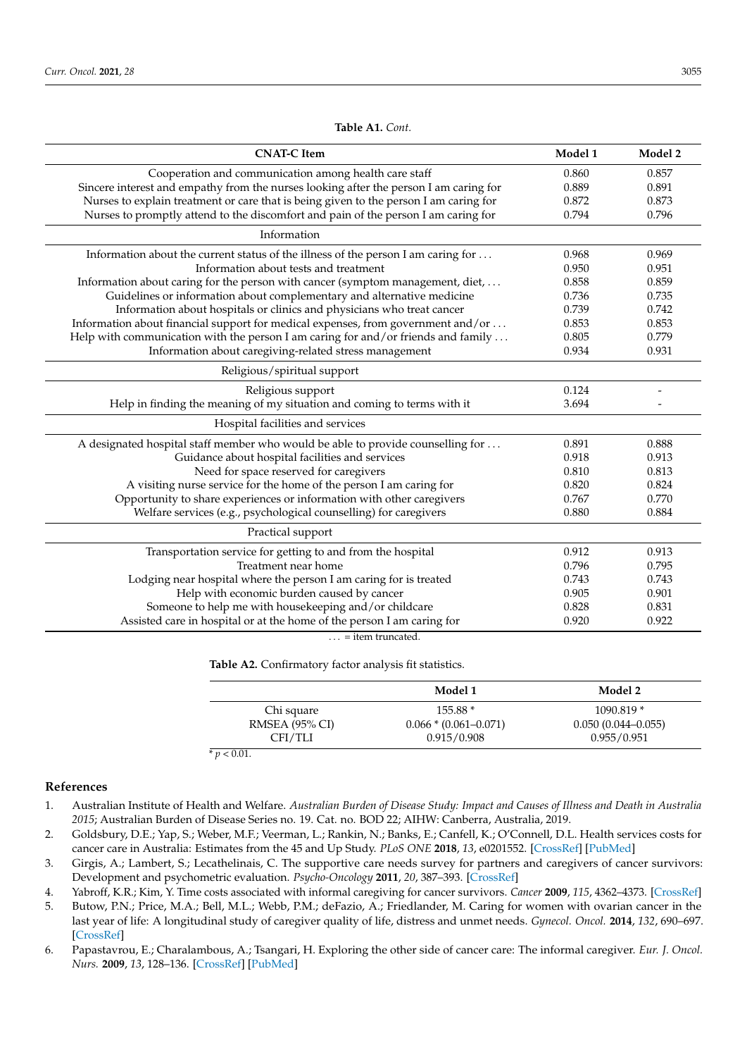**Table A1.** *Cont.*

| CNAT-C Item | Model 1 | Model 2 |
|---|---|---|
| Cooperation and communication among health care staff | 0.860 | 0.857 |
| Sincere interest and empathy from the nurses looking after the person I am caring for | 0.889 | 0.891 |
| Nurses to explain treatment or care that is being given to the person I am caring for | 0.872 | 0.873 |
| Nurses to promptly attend to the discomfort and pain of the person I am caring for | 0.794 | 0.796 |
| Information | | |
| Information about the current status of the illness of the person I am caring for … | 0.968 | 0.969 |
| Information about tests and treatment | 0.950 | 0.951 |
| Information about caring for the person with cancer (symptom management, diet, … | 0.858 | 0.859 |
| Guidelines or information about complementary and alternative medicine | 0.736 | 0.735 |
| Information about hospitals or clinics and physicians who treat cancer | 0.739 | 0.742 |
| Information about financial support for medical expenses, from government and/or … | 0.853 | 0.853 |
| Help with communication with the person I am caring for and/or friends and family … | 0.805 | 0.779 |
| Information about caregiving-related stress management | 0.934 | 0.931 |
| Religious/spiritual support | | |
| Religious support | 0.124 | - |
| Help in finding the meaning of my situation and coming to terms with it | 3.694 | - |
| Hospital facilities and services | | |
| A designated hospital staff member who would be able to provide counselling for … | 0.891 | 0.888 |
| Guidance about hospital facilities and services | 0.918 | 0.913 |
| Need for space reserved for caregivers | 0.810 | 0.813 |
| A visiting nurse service for the home of the person I am caring for | 0.820 | 0.824 |
| Opportunity to share experiences or information with other caregivers | 0.767 | 0.770 |
| Welfare services (e.g., psychological counselling) for caregivers | 0.880 | 0.884 |
| Practical support | | |
| Transportation service for getting to and from the hospital | 0.912 | 0.913 |
| Treatment near home | 0.796 | 0.795 |
| Lodging near hospital where the person I am caring for is treated | 0.743 | 0.743 |
| Help with economic burden caused by cancer | 0.905 | 0.901 |
| Someone to help me with housekeeping and/or childcare | 0.828 | 0.831 |
| Assisted care in hospital or at the home of the person I am caring for | 0.920 | 0.922 |

… = item truncated.

**Table A2.** Confirmatory factor analysis fit statistics.

| | Model 1 | Model 2 |
|---|---|---|
| Chi square | 155.88 * | 1090.819 * |
| RMSEA (95% CI) | 0.066 * (0.061–0.071) | 0.050 (0.044–0.055) |
| CFI/TLI | 0.915/0.908 | 0.955/0.951 |

* $p < 0.01$.

## References

1. Australian Institute of Health and Welfare. *Australian Burden of Disease Study: Impact and Causes of Illness and Death in Australia 2015*; Australian Burden of Disease Series no. 19. Cat. no. BOD 22; AIHW: Canberra, Australia, 2019.
2. Goldsbury, D.E.; Yap, S.; Weber, M.F.; Veerman, L.; Rankin, N.; Banks, E.; Canfell, K.; O'Connell, D.L. Health services costs for cancer care in Australia: Estimates from the 45 and Up Study. *PLoS ONE* **2018**, *13*, e0201552. [CrossRef] [PubMed]
3. Girgis, A.; Lambert, S.; Lecathelinais, C. The supportive care needs survey for partners and caregivers of cancer survivors: Development and psychometric evaluation. *Psycho-Oncology* **2011**, *20*, 387–393. [CrossRef]
4. Yabroff, K.R.; Kim, Y. Time costs associated with informal caregiving for cancer survivors. *Cancer* **2009**, *115*, 4362–4373. [CrossRef]
5. Butow, P.N.; Price, M.A.; Bell, M.L.; Webb, P.M.; deFazio, A.; Friedlander, M. Caring for women with ovarian cancer in the last year of life: A longitudinal study of caregiver quality of life, distress and unmet needs. *Gynecol. Oncol.* **2014**, *132*, 690–697. [CrossRef]
6. Papastavrou, E.; Charalambous, A.; Tsangari, H. Exploring the other side of cancer care: The informal caregiver. *Eur. J. Oncol. Nurs.* **2009**, *13*, 128–136. [CrossRef] [PubMed]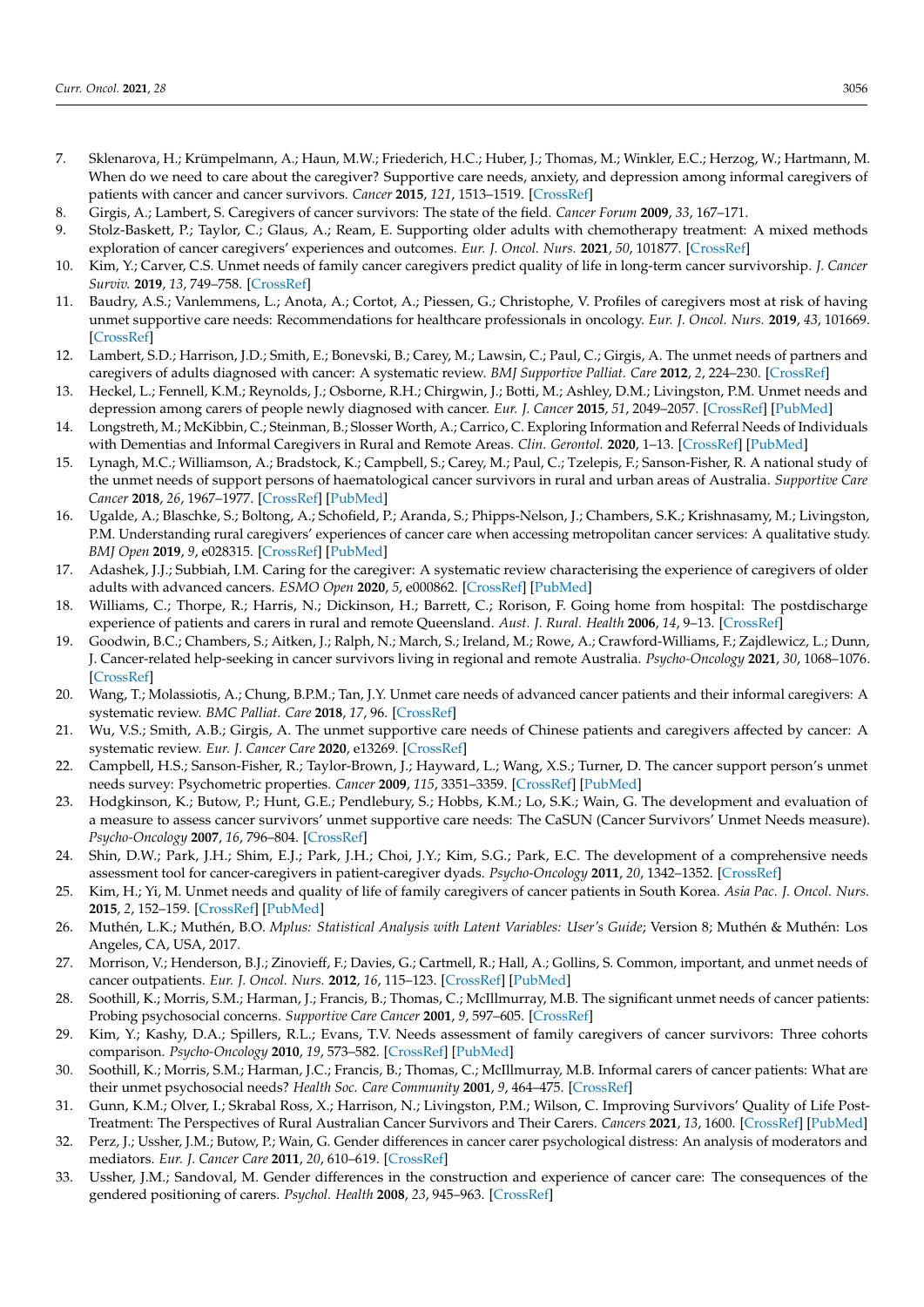7. Sklenarova, H.; Krümpelmann, A.; Haun, M.W.; Friederich, H.C.; Huber, J.; Thomas, M.; Winkler, E.C.; Herzog, W.; Hartmann, M. When do we need to care about the caregiver? Supportive care needs, anxiety, and depression among informal caregivers of patients with cancer and cancer survivors. *Cancer* **2015**, *121*, 1513–1519. [CrossRef]
8. Girgis, A.; Lambert, S. Caregivers of cancer survivors: The state of the field. *Cancer Forum* **2009**, *33*, 167–171.
9. Stolz-Baskett, P.; Taylor, C.; Glaus, A.; Ream, E. Supporting older adults with chemotherapy treatment: A mixed methods exploration of cancer caregivers' experiences and outcomes. *Eur. J. Oncol. Nurs.* **2021**, *50*, 101877. [CrossRef]
10. Kim, Y.; Carver, C.S. Unmet needs of family cancer caregivers predict quality of life in long-term cancer survivorship. *J. Cancer Surviv.* **2019**, *13*, 749–758. [CrossRef]
11. Baudry, A.S.; Vanlemmens, L.; Anota, A.; Cortot, A.; Piessen, G.; Christophe, V. Profiles of caregivers most at risk of having unmet supportive care needs: Recommendations for healthcare professionals in oncology. *Eur. J. Oncol. Nurs.* **2019**, *43*, 101669. [CrossRef]
12. Lambert, S.D.; Harrison, J.D.; Smith, E.; Bonevski, B.; Carey, M.; Lawsin, C.; Paul, C.; Girgis, A. The unmet needs of partners and caregivers of adults diagnosed with cancer: A systematic review. *BMJ Supportive Palliat. Care* **2012**, *2*, 224–230. [CrossRef]
13. Heckel, L.; Fennell, K.M.; Reynolds, J.; Osborne, R.H.; Chirgwin, J.; Botti, M.; Ashley, D.M.; Livingston, P.M. Unmet needs and depression among carers of people newly diagnosed with cancer. *Eur. J. Cancer* **2015**, *51*, 2049–2057. [CrossRef] [PubMed]
14. Longstreth, M.; McKibbin, C.; Steinman, B.; Slosser Worth, A.; Carrico, C. Exploring Information and Referral Needs of Individuals with Dementias and Informal Caregivers in Rural and Remote Areas. *Clin. Gerontol.* **2020**, 1–13. [CrossRef] [PubMed]
15. Lynagh, M.C.; Williamson, A.; Bradstock, K.; Campbell, S.; Carey, M.; Paul, C.; Tzelepis, F.; Sanson-Fisher, R. A national study of the unmet needs of support persons of haematological cancer survivors in rural and urban areas of Australia. *Supportive Care Cancer* **2018**, *26*, 1967–1977. [CrossRef] [PubMed]
16. Ugalde, A.; Blaschke, S.; Boltong, A.; Schofield, P.; Aranda, S.; Phipps-Nelson, J.; Chambers, S.K.; Krishnasamy, M.; Livingston, P.M. Understanding rural caregivers' experiences of cancer care when accessing metropolitan cancer services: A qualitative study. *BMJ Open* **2019**, *9*, e028315. [CrossRef] [PubMed]
17. Adashek, J.J.; Subbiah, I.M. Caring for the caregiver: A systematic review characterising the experience of caregivers of older adults with advanced cancers. *ESMO Open* **2020**, *5*, e000862. [CrossRef] [PubMed]
18. Williams, C.; Thorpe, R.; Harris, N.; Dickinson, H.; Barrett, C.; Rorison, F. Going home from hospital: The postdischarge experience of patients and carers in rural and remote Queensland. *Aust. J. Rural. Health* **2006**, *14*, 9–13. [CrossRef]
19. Goodwin, B.C.; Chambers, S.; Aitken, J.; Ralph, N.; March, S.; Ireland, M.; Rowe, A.; Crawford-Williams, F.; Zajdlewicz, L.; Dunn, J. Cancer-related help-seeking in cancer survivors living in regional and remote Australia. *Psycho-Oncology* **2021**, *30*, 1068–1076. [CrossRef]
20. Wang, T.; Molassiotis, A.; Chung, B.P.M.; Tan, J.Y. Unmet care needs of advanced cancer patients and their informal caregivers: A systematic review. *BMC Palliat. Care* **2018**, *17*, 96. [CrossRef]
21. Wu, V.S.; Smith, A.B.; Girgis, A. The unmet supportive care needs of Chinese patients and caregivers affected by cancer: A systematic review. *Eur. J. Cancer Care* **2020**, e13269. [CrossRef]
22. Campbell, H.S.; Sanson-Fisher, R.; Taylor-Brown, J.; Hayward, L.; Wang, X.S.; Turner, D. The cancer support person's unmet needs survey: Psychometric properties. *Cancer* **2009**, *115*, 3351–3359. [CrossRef] [PubMed]
23. Hodgkinson, K.; Butow, P.; Hunt, G.E.; Pendlebury, S.; Hobbs, K.M.; Lo, S.K.; Wain, G. The development and evaluation of a measure to assess cancer survivors' unmet supportive care needs: The CaSUN (Cancer Survivors' Unmet Needs measure). *Psycho-Oncology* **2007**, *16*, 796–804. [CrossRef]
24. Shin, D.W.; Park, J.H.; Shim, E.J.; Park, J.H.; Choi, J.Y.; Kim, S.G.; Park, E.C. The development of a comprehensive needs assessment tool for cancer-caregivers in patient-caregiver dyads. *Psycho-Oncology* **2011**, *20*, 1342–1352. [CrossRef]
25. Kim, H.; Yi, M. Unmet needs and quality of life of family caregivers of cancer patients in South Korea. *Asia Pac. J. Oncol. Nurs.* **2015**, *2*, 152–159. [CrossRef] [PubMed]
26. Muthén, L.K.; Muthén, B.O. *Mplus: Statistical Analysis with Latent Variables: User's Guide*; Version 8; Muthén & Muthén: Los Angeles, CA, USA, 2017.
27. Morrison, V.; Henderson, B.J.; Zinovieff, F.; Davies, G.; Cartmell, R.; Hall, A.; Gollins, S. Common, important, and unmet needs of cancer outpatients. *Eur. J. Oncol. Nurs.* **2012**, *16*, 115–123. [CrossRef] [PubMed]
28. Soothill, K.; Morris, S.M.; Harman, J.; Francis, B.; Thomas, C.; McIllmurray, M.B. The significant unmet needs of cancer patients: Probing psychosocial concerns. *Supportive Care Cancer* **2001**, *9*, 597–605. [CrossRef]
29. Kim, Y.; Kashy, D.A.; Spillers, R.L.; Evans, T.V. Needs assessment of family caregivers of cancer survivors: Three cohorts comparison. *Psycho-Oncology* **2010**, *19*, 573–582. [CrossRef] [PubMed]
30. Soothill, K.; Morris, S.M.; Harman, J.C.; Francis, B.; Thomas, C.; McIllmurray, M.B. Informal carers of cancer patients: What are their unmet psychosocial needs? *Health Soc. Care Community* **2001**, *9*, 464–475. [CrossRef]
31. Gunn, K.M.; Olver, I.; Skrabal Ross, X.; Harrison, N.; Livingston, P.M.; Wilson, C. Improving Survivors' Quality of Life Post-Treatment: The Perspectives of Rural Australian Cancer Survivors and Their Carers. *Cancers* **2021**, *13*, 1600. [CrossRef] [PubMed]
32. Perz, J.; Ussher, J.M.; Butow, P.; Wain, G. Gender differences in cancer carer psychological distress: An analysis of moderators and mediators. *Eur. J. Cancer Care* **2011**, *20*, 610–619. [CrossRef]
33. Ussher, J.M.; Sandoval, M. Gender differences in the construction and experience of cancer care: The consequences of the gendered positioning of carers. *Psychol. Health* **2008**, *23*, 945–963. [CrossRef]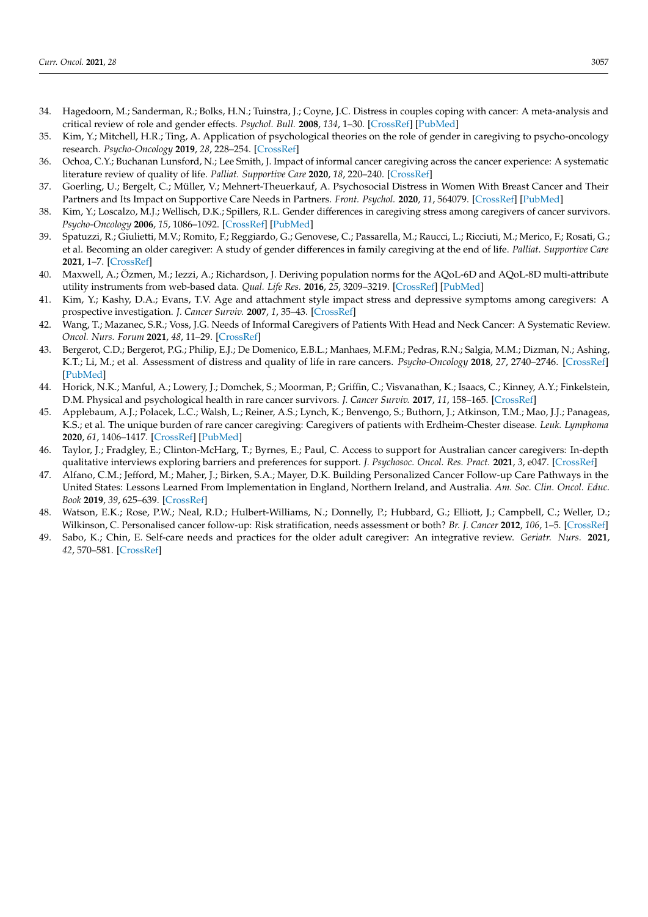34. Hagedoorn, M.; Sanderman, R.; Bolks, H.N.; Tuinstra, J.; Coyne, J.C. Distress in couples coping with cancer: A meta-analysis and critical review of role and gender effects. *Psychol. Bull.* **2008**, *134*, 1–30. [CrossRef] [PubMed]
35. Kim, Y.; Mitchell, H.R.; Ting, A. Application of psychological theories on the role of gender in caregiving to psycho-oncology research. *Psycho-Oncology* **2019**, *28*, 228–254. [CrossRef]
36. Ochoa, C.Y.; Buchanan Lunsford, N.; Lee Smith, J. Impact of informal cancer caregiving across the cancer experience: A systematic literature review of quality of life. *Palliat. Supportive Care* **2020**, *18*, 220–240. [CrossRef]
37. Goerling, U.; Bergelt, C.; Müller, V.; Mehnert-Theuerkauf, A. Psychosocial Distress in Women With Breast Cancer and Their Partners and Its Impact on Supportive Care Needs in Partners. *Front. Psychol.* **2020**, *11*, 564079. [CrossRef] [PubMed]
38. Kim, Y.; Loscalzo, M.J.; Wellisch, D.K.; Spillers, R.L. Gender differences in caregiving stress among caregivers of cancer survivors. *Psycho-Oncology* **2006**, *15*, 1086–1092. [CrossRef] [PubMed]
39. Spatuzzi, R.; Giulietti, M.V.; Romito, F.; Reggiardo, G.; Genovese, C.; Passarella, M.; Raucci, L.; Ricciuti, M.; Merico, F.; Rosati, G.; et al. Becoming an older caregiver: A study of gender differences in family caregiving at the end of life. *Palliat. Supportive Care* **2021**, 1–7. [CrossRef]
40. Maxwell, A.; Özmen, M.; Iezzi, A.; Richardson, J. Deriving population norms for the AQoL-6D and AQoL-8D multi-attribute utility instruments from web-based data. *Qual. Life Res.* **2016**, *25*, 3209–3219. [CrossRef] [PubMed]
41. Kim, Y.; Kashy, D.A.; Evans, T.V. Age and attachment style impact stress and depressive symptoms among caregivers: A prospective investigation. *J. Cancer Surviv.* **2007**, *1*, 35–43. [CrossRef]
42. Wang, T.; Mazanec, S.R.; Voss, J.G. Needs of Informal Caregivers of Patients With Head and Neck Cancer: A Systematic Review. *Oncol. Nurs. Forum* **2021**, *48*, 11–29. [CrossRef]
43. Bergerot, C.D.; Bergerot, P.G.; Philip, E.J.; De Domenico, E.B.L.; Manhaes, M.F.M.; Pedras, R.N.; Salgia, M.M.; Dizman, N.; Ashing, K.T.; Li, M.; et al. Assessment of distress and quality of life in rare cancers. *Psycho-Oncology* **2018**, *27*, 2740–2746. [CrossRef] [PubMed]
44. Horick, N.K.; Manful, A.; Lowery, J.; Domchek, S.; Moorman, P.; Griffin, C.; Visvanathan, K.; Isaacs, C.; Kinney, A.Y.; Finkelstein, D.M. Physical and psychological health in rare cancer survivors. *J. Cancer Surviv.* **2017**, *11*, 158–165. [CrossRef]
45. Applebaum, A.J.; Polacek, L.C.; Walsh, L.; Reiner, A.S.; Lynch, K.; Benvengo, S.; Buthorn, J.; Atkinson, T.M.; Mao, J.J.; Panageas, K.S.; et al. The unique burden of rare cancer caregiving: Caregivers of patients with Erdheim-Chester disease. *Leuk. Lymphoma* **2020**, *61*, 1406–1417. [CrossRef] [PubMed]
46. Taylor, J.; Fradgley, E.; Clinton-McHarg, T.; Byrnes, E.; Paul, C. Access to support for Australian cancer caregivers: In-depth qualitative interviews exploring barriers and preferences for support. *J. Psychosoc. Oncol. Res. Pract.* **2021**, *3*, e047. [CrossRef]
47. Alfano, C.M.; Jefford, M.; Maher, J.; Birken, S.A.; Mayer, D.K. Building Personalized Cancer Follow-up Care Pathways in the United States: Lessons Learned From Implementation in England, Northern Ireland, and Australia. *Am. Soc. Clin. Oncol. Educ. Book* **2019**, *39*, 625–639. [CrossRef]
48. Watson, E.K.; Rose, P.W.; Neal, R.D.; Hulbert-Williams, N.; Donnelly, P.; Hubbard, G.; Elliott, J.; Campbell, C.; Weller, D.; Wilkinson, C. Personalised cancer follow-up: Risk stratification, needs assessment or both? *Br. J. Cancer* **2012**, *106*, 1–5. [CrossRef]
49. Sabo, K.; Chin, E. Self-care needs and practices for the older adult caregiver: An integrative review. *Geriatr. Nurs.* **2021**, *42*, 570–581. [CrossRef]